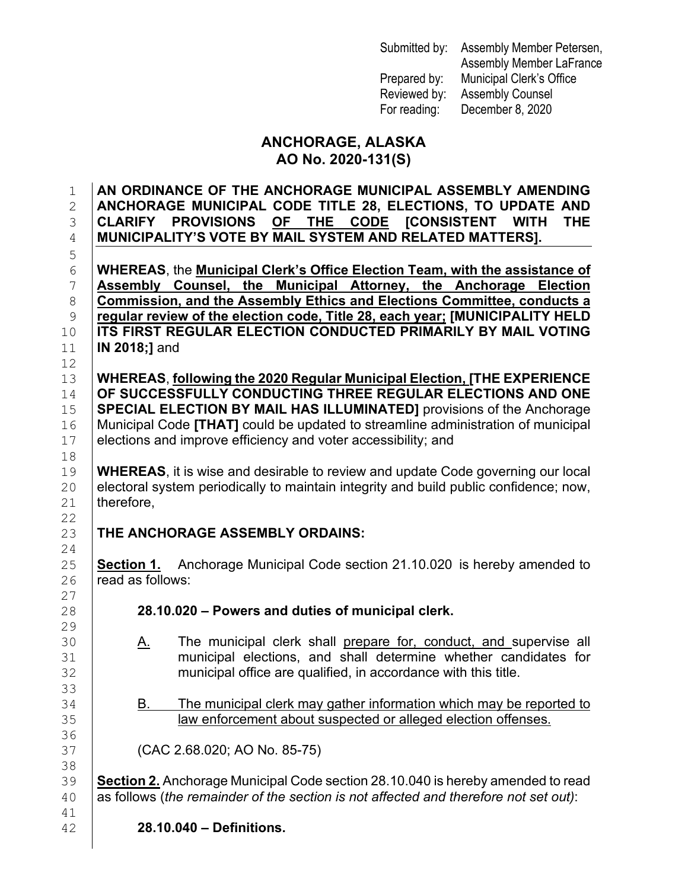Submitted by: Assembly Member Petersen, Assembly Member LaFrance
Prepared by: Municipal Clerk's Office
Reviewed by: Assembly Counsel
For reading: December 8, 2020

# ANCHORAGE, ALASKA
# AO No. 2020-131(S)

**AN ORDINANCE OF THE ANCHORAGE MUNICIPAL ASSEMBLY AMENDING ANCHORAGE MUNICIPAL CODE TITLE 28, ELECTIONS, TO UPDATE AND CLARIFY PROVISIONS <u>OF THE CODE</u> [CONSISTENT WITH THE MUNICIPALITY'S VOTE BY MAIL SYSTEM AND RELATED MATTERS].**

**WHEREAS**, the **<u>Municipal Clerk's Office Election Team, with the assistance of Assembly Counsel, the Municipal Attorney, the Anchorage Election Commission, and the Assembly Ethics and Elections Committee, conducts a regular review of the election code, Title 28, each year;</u> [MUNICIPALITY HELD ITS FIRST REGULAR ELECTION CONDUCTED PRIMARILY BY MAIL VOTING IN 2018;]** and

**WHEREAS**, **<u>following the 2020 Regular Municipal Election,</u> [THE EXPERIENCE OF SUCCESSFULLY CONDUCTING THREE REGULAR ELECTIONS AND ONE SPECIAL ELECTION BY MAIL HAS ILLUMINATED]** provisions of the Anchorage Municipal Code **[THAT]** could be updated to streamline administration of municipal elections and improve efficiency and voter accessibility; and

**WHEREAS**, it is wise and desirable to review and update Code governing our local electoral system periodically to maintain integrity and build public confidence; now, therefore,

**THE ANCHORAGE ASSEMBLY ORDAINS:**

**<u>Section 1.</u>** Anchorage Municipal Code section 21.10.020 is hereby amended to read as follows:

**28.10.020 – Powers and duties of municipal clerk.**

<u>A.</u> The municipal clerk shall <u>prepare for, conduct, and</u> supervise all municipal elections, and shall determine whether candidates for municipal office are qualified, in accordance with this title.

<u>B. The municipal clerk may gather information which may be reported to law enforcement about suspected or alleged election offenses.</u>

(CAC 2.68.020; AO No. 85-75)

**<u>Section 2.</u>** Anchorage Municipal Code section 28.10.040 is hereby amended to read as follows (*the remainder of the section is not affected and therefore not set out)*:

**28.10.040 – Definitions.**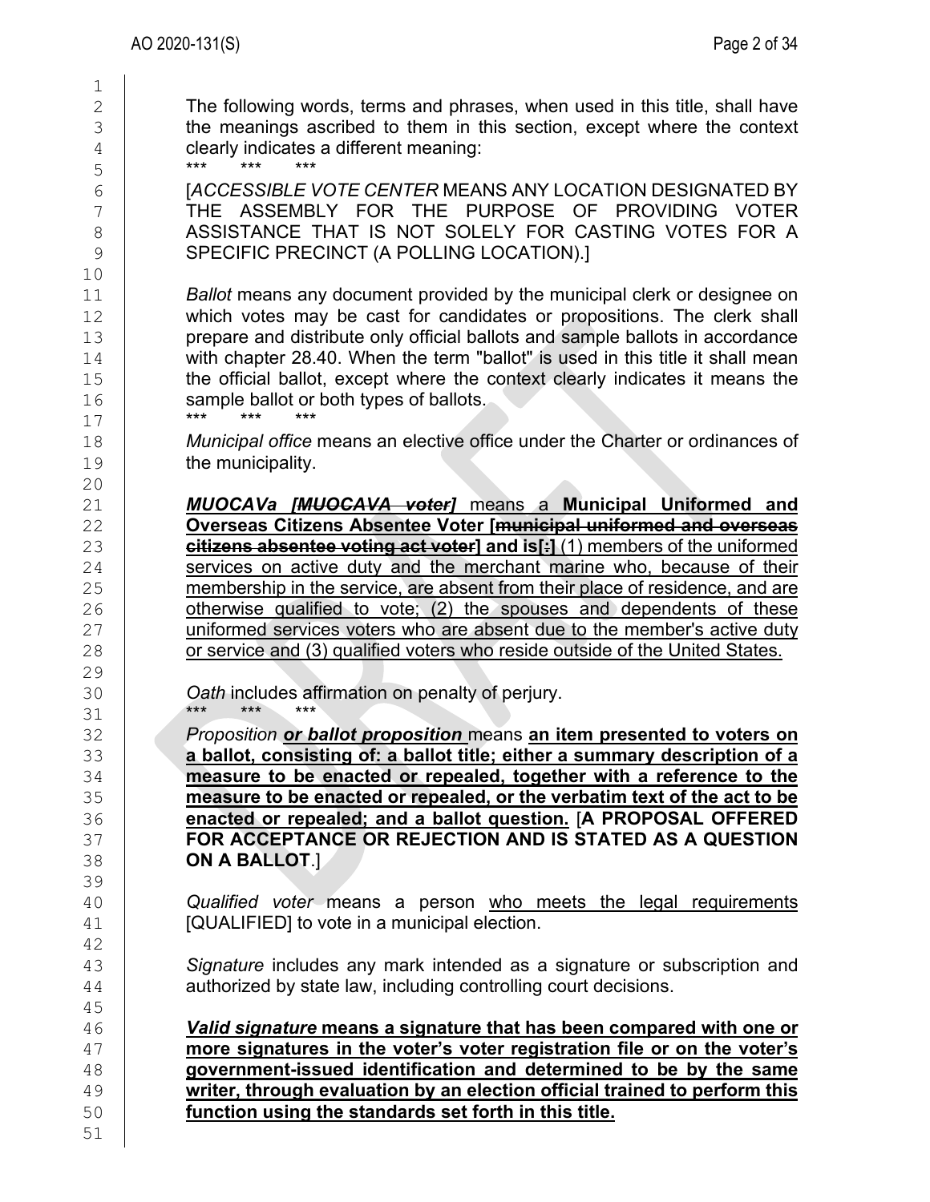The following words, terms and phrases, when used in this title, shall have the meanings ascribed to them in this section, except where the context clearly indicates a different meaning:

\*\*\* \*\*\* \*\*\*

[*ACCESSIBLE VOTE CENTER* MEANS ANY LOCATION DESIGNATED BY THE ASSEMBLY FOR THE PURPOSE OF PROVIDING VOTER ASSISTANCE THAT IS NOT SOLELY FOR CASTING VOTES FOR A SPECIFIC PRECINCT (A POLLING LOCATION).]

*Ballot* means any document provided by the municipal clerk or designee on which votes may be cast for candidates or propositions. The clerk shall prepare and distribute only official ballots and sample ballots in accordance with chapter 28.40. When the term "ballot" is used in this title it shall mean the official ballot, except where the context clearly indicates it means the sample ballot or both types of ballots.

\*\*\* \*\*\* \*\*\*

*Municipal office* means an elective office under the Charter or ordinances of the municipality.

***MUOCAVa [~~MUOCAVA voter~~]*** means a **Municipal Uniformed and Overseas Citizens Absentee Voter [~~municipal uniformed and overseas citizens absentee voting act voter~~] and is[~~:~~]** (1) members of the uniformed services on active duty and the merchant marine who, because of their membership in the service, are absent from their place of residence, and are otherwise qualified to vote; (2) the spouses and dependents of these uniformed services voters who are absent due to the member's active duty or service and (3) qualified voters who reside outside of the United States.

*Oath* includes affirmation on penalty of perjury.

\*\*\* \*\*\* \*\*\*

*Proposition* ***or ballot proposition*** means **an item presented to voters on a ballot, consisting of: a ballot title; either a summary description of a measure to be enacted or repealed, together with a reference to the measure to be enacted or repealed, or the verbatim text of the act to be enacted or repealed; and a ballot question.** [**A PROPOSAL OFFERED FOR ACCEPTANCE OR REJECTION AND IS STATED AS A QUESTION ON A BALLOT**.]

*Qualified voter* means a person who meets the legal requirements [QUALIFIED] to vote in a municipal election.

*Signature* includes any mark intended as a signature or subscription and authorized by state law, including controlling court decisions.

***Valid signature*** **means a signature that has been compared with one or more signatures in the voter's voter registration file or on the voter's government-issued identification and determined to be by the same writer, through evaluation by an election official trained to perform this function using the standards set forth in this title.**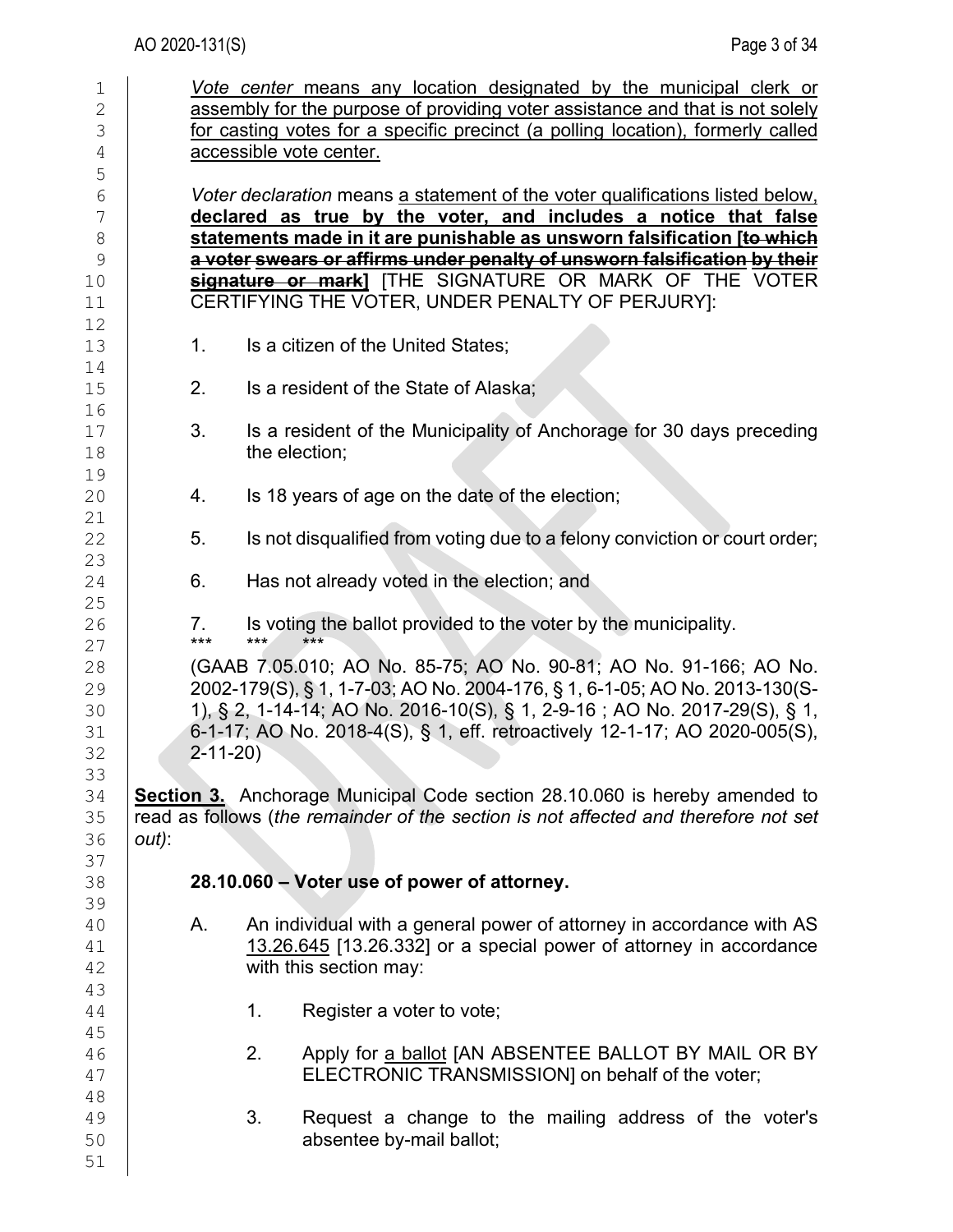*Vote center* means any location designated by the municipal clerk or assembly for the purpose of providing voter assistance and that is not solely for casting votes for a specific precinct (a polling location), formerly called accessible vote center.

*Voter declaration* means a statement of the voter qualifications listed below, **declared as true by the voter, and includes a notice that false statements made in it are punishable as unsworn falsification [~~to which a voter swears or affirms under penalty of unsworn falsification by their signature or mark~~]** [THE SIGNATURE OR MARK OF THE VOTER CERTIFYING THE VOTER, UNDER PENALTY OF PERJURY]:

1. Is a citizen of the United States;

2. Is a resident of the State of Alaska;

3. Is a resident of the Municipality of Anchorage for 30 days preceding the election;

4. Is 18 years of age on the date of the election;

5. Is not disqualified from voting due to a felony conviction or court order;

6. Has not already voted in the election; and

7. Is voting the ballot provided to the voter by the municipality.

\*\*\* \*\*\* \*\*\*

(GAAB 7.05.010; AO No. 85-75; AO No. 90-81; AO No. 91-166; AO No. 2002-179(S), § 1, 1-7-03; AO No. 2004-176, § 1, 6-1-05; AO No. 2013-130(S-1), § 2, 1-14-14; AO No. 2016-10(S), § 1, 2-9-16 ; AO No. 2017-29(S), § 1, 6-1-17; AO No. 2018-4(S), § 1, eff. retroactively 12-1-17; AO 2020-005(S), 2-11-20)

**Section 3.** Anchorage Municipal Code section 28.10.060 is hereby amended to read as follows (*the remainder of the section is not affected and therefore not set out)*:

**28.10.060 – Voter use of power of attorney.**

A. An individual with a general power of attorney in accordance with AS 13.26.645 [13.26.332] or a special power of attorney in accordance with this section may:

 1. Register a voter to vote;

 2. Apply for a ballot [AN ABSENTEE BALLOT BY MAIL OR BY ELECTRONIC TRANSMISSION] on behalf of the voter;

 3. Request a change to the mailing address of the voter's absentee by-mail ballot;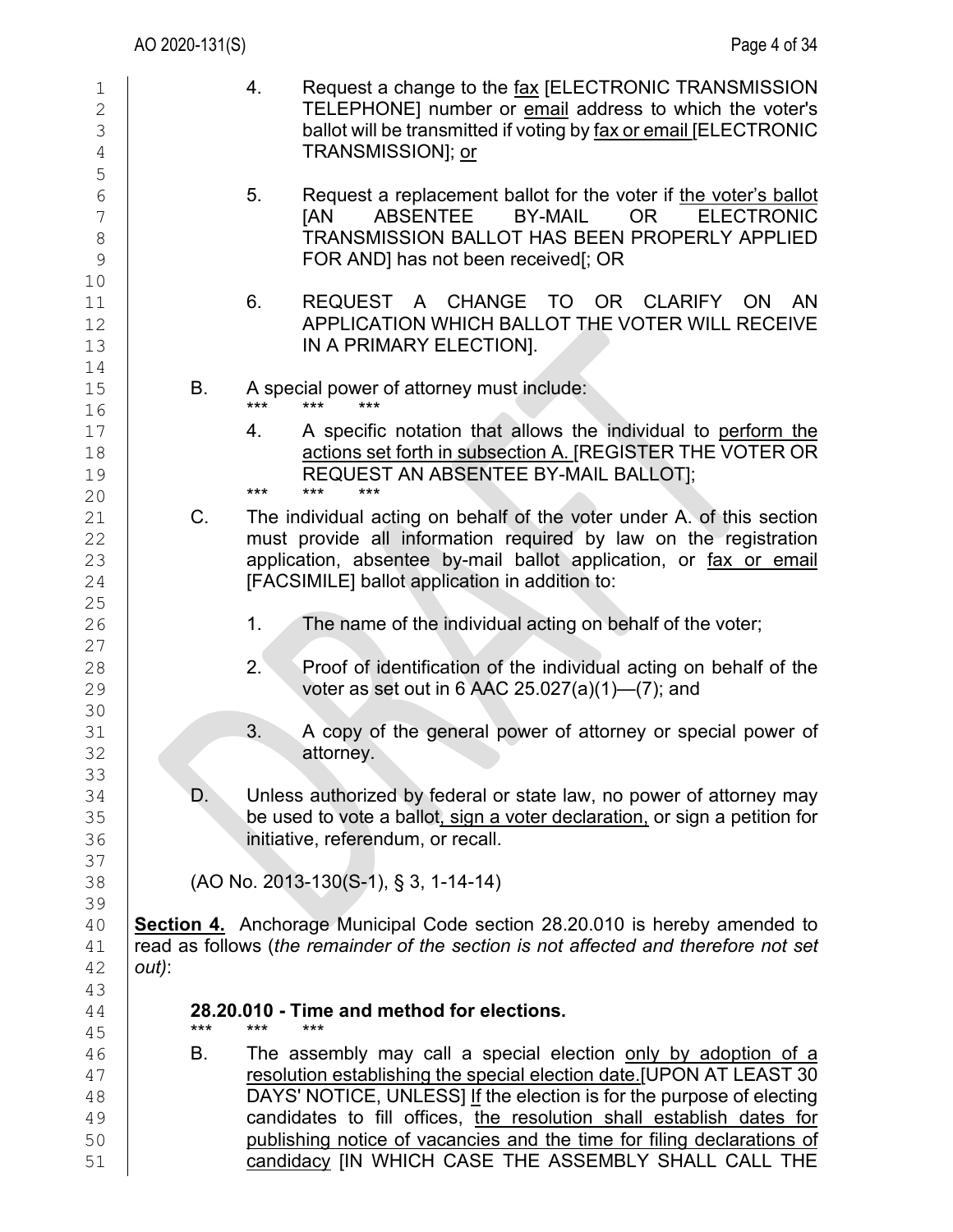4. Request a change to the fax [ELECTRONIC TRANSMISSION TELEPHONE] number or email address to which the voter's ballot will be transmitted if voting by fax or email [ELECTRONIC TRANSMISSION]; or

5. Request a replacement ballot for the voter if the voter's ballot [AN ABSENTEE BY-MAIL OR ELECTRONIC TRANSMISSION BALLOT HAS BEEN PROPERLY APPLIED FOR AND] has not been received[; OR

6. REQUEST A CHANGE TO OR CLARIFY ON AN APPLICATION WHICH BALLOT THE VOTER WILL RECEIVE IN A PRIMARY ELECTION].

B. A special power of attorney must include:

\*\*\* \*\*\* \*\*\*

4. A specific notation that allows the individual to perform the actions set forth in subsection A. [REGISTER THE VOTER OR REQUEST AN ABSENTEE BY-MAIL BALLOT];

\*\*\* \*\*\* \*\*\*

C. The individual acting on behalf of the voter under A. of this section must provide all information required by law on the registration application, absentee by-mail ballot application, or fax or email [FACSIMILE] ballot application in addition to:

1. The name of the individual acting on behalf of the voter;

2. Proof of identification of the individual acting on behalf of the voter as set out in 6 AAC 25.027(a)(1)—(7); and

3. A copy of the general power of attorney or special power of attorney.

D. Unless authorized by federal or state law, no power of attorney may be used to vote a ballot, sign a voter declaration, or sign a petition for initiative, referendum, or recall.

(AO No. 2013-130(S-1), § 3, 1-14-14)

**Section 4.** Anchorage Municipal Code section 28.20.010 is hereby amended to read as follows (*the remainder of the section is not affected and therefore not set out)*:

**28.20.010 - Time and method for elections.**

\*\*\* \*\*\* \*\*\*

B. The assembly may call a special election only by adoption of a resolution establishing the special election date.[UPON AT LEAST 30 DAYS' NOTICE, UNLESS] If the election is for the purpose of electing candidates to fill offices, the resolution shall establish dates for publishing notice of vacancies and the time for filing declarations of candidacy [IN WHICH CASE THE ASSEMBLY SHALL CALL THE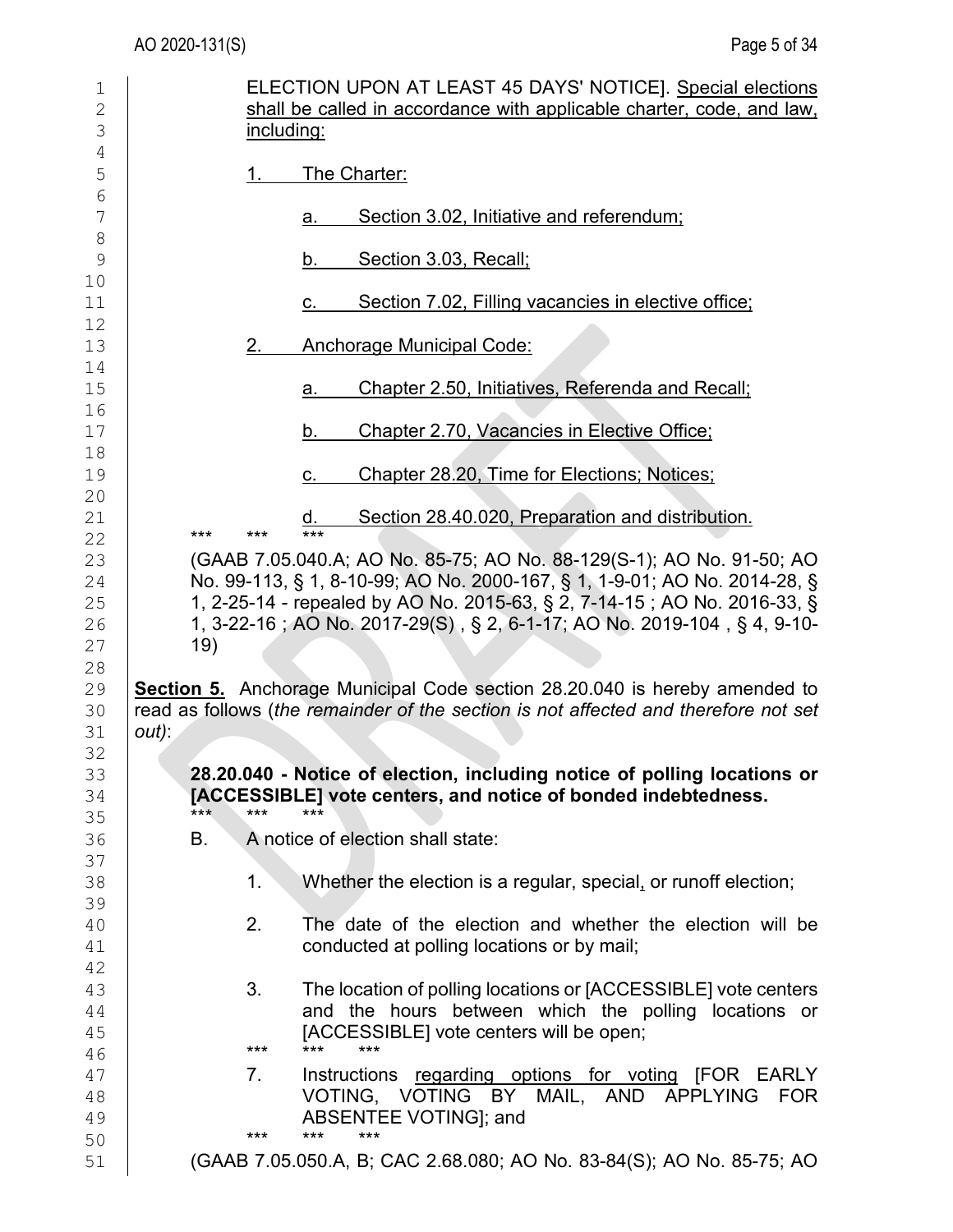ELECTION UPON AT LEAST 45 DAYS' NOTICE]. <u>Special elections shall be called in accordance with applicable charter, code, and law, including:</u>

<u>1. The Charter:</u>

<u>a. Section 3.02, Initiative and referendum;</u>

<u>b. Section 3.03, Recall;</u>

<u>c. Section 7.02, Filling vacancies in elective office;</u>

<u>2. Anchorage Municipal Code:</u>

<u>a. Chapter 2.50, Initiatives, Referenda and Recall;</u>

<u>b. Chapter 2.70, Vacancies in Elective Office;</u>

<u>c. Chapter 28.20, Time for Elections; Notices;</u>

<u>d. Section 28.40.020, Preparation and distribution.</u>

*** *** ***

(GAAB 7.05.040.A; AO No. 85-75; AO No. 88-129(S-1); AO No. 91-50; AO No. 99-113, § 1, 8-10-99; AO No. 2000-167, § 1, 1-9-01; AO No. 2014-28, § 1, 2-25-14 - repealed by AO No. 2015-63, § 2, 7-14-15 ; AO No. 2016-33, § 1, 3-22-16 ; AO No. 2017-29(S) , § 2, 6-1-17; AO No. 2019-104 , § 4, 9-10-19)

**Section 5.** Anchorage Municipal Code section 28.20.040 is hereby amended to read as follows (*the remainder of the section is not affected and therefore not set out*):

**28.20.040 - Notice of election, including notice of polling locations or [ACCESSIBLE] vote centers, and notice of bonded indebtedness.**

*** *** ***

B. A notice of election shall state:

1. Whether the election is a regular, special<u>,</u> or runoff election;

2. The date of the election and whether the election will be conducted at polling locations or by mail;

3. The location of polling locations or [ACCESSIBLE] vote centers and the hours between which the polling locations or [ACCESSIBLE] vote centers will be open;

*** *** ***

7. Instructions <u>regarding options for voting</u> [FOR EARLY VOTING, VOTING BY MAIL, AND APPLYING FOR ABSENTEE VOTING]; and

*** *** ***

(GAAB 7.05.050.A, B; CAC 2.68.080; AO No. 83-84(S); AO No. 85-75; AO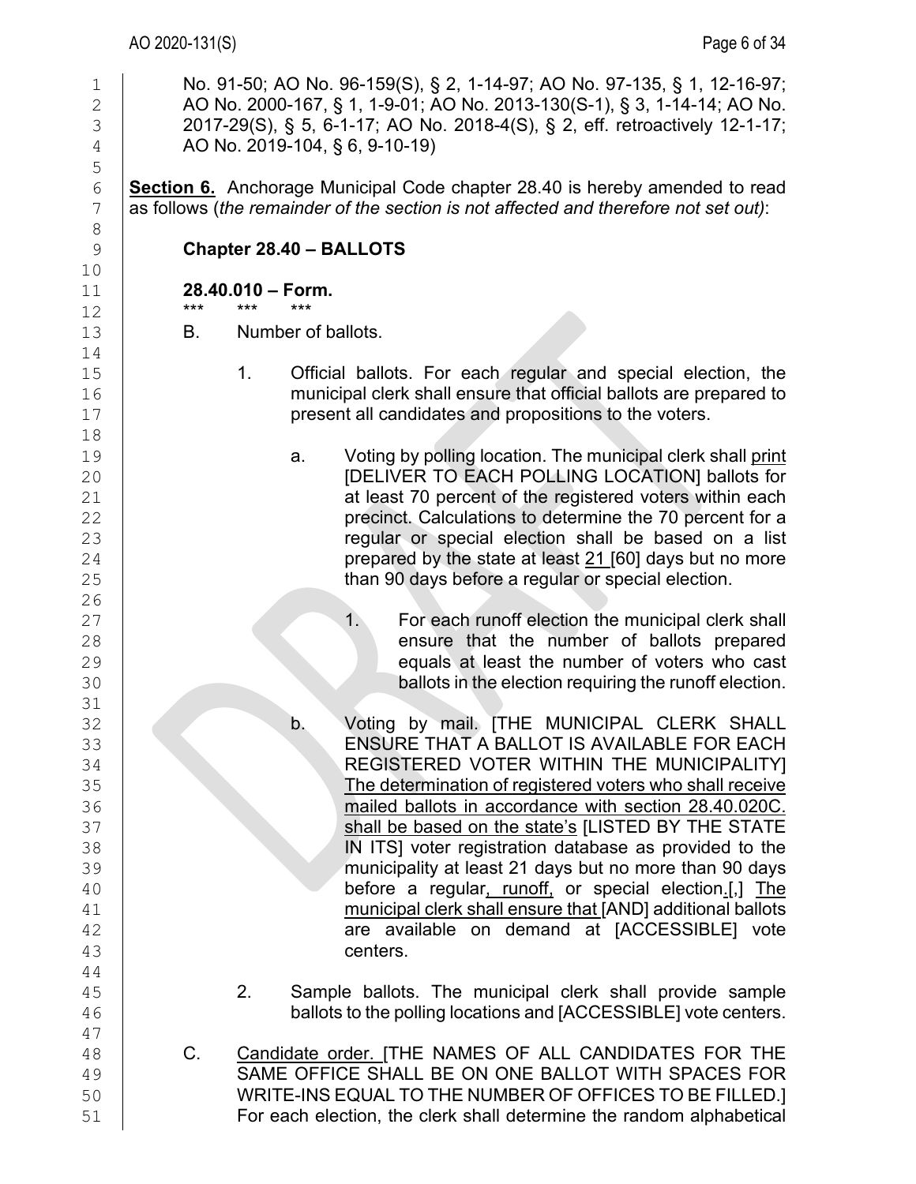No. 91-50; AO No. 96-159(S), § 2, 1-14-97; AO No. 97-135, § 1, 12-16-97; AO No. 2000-167, § 1, 1-9-01; AO No. 2013-130(S-1), § 3, 1-14-14; AO No. 2017-29(S), § 5, 6-1-17; AO No. 2018-4(S), § 2, eff. retroactively 12-1-17; AO No. 2019-104, § 6, 9-10-19)

**Section 6.** Anchorage Municipal Code chapter 28.40 is hereby amended to read as follows (*the remainder of the section is not affected and therefore not set out)*:

**Chapter 28.40 – BALLOTS**

**28.40.010 – Form.**

\*\*\* \*\*\* \*\*\*

B. Number of ballots.

1. Official ballots. For each regular and special election, the municipal clerk shall ensure that official ballots are prepared to present all candidates and propositions to the voters.

   a. Voting by polling location. The municipal clerk shall print [DELIVER TO EACH POLLING LOCATION] ballots for at least 70 percent of the registered voters within each precinct. Calculations to determine the 70 percent for a regular or special election shall be based on a list prepared by the state at least 21 [60] days but no more than 90 days before a regular or special election.

      1. For each runoff election the municipal clerk shall ensure that the number of ballots prepared equals at least the number of voters who cast ballots in the election requiring the runoff election.

   b. Voting by mail. [THE MUNICIPAL CLERK SHALL ENSURE THAT A BALLOT IS AVAILABLE FOR EACH REGISTERED VOTER WITHIN THE MUNICIPALITY] The determination of registered voters who shall receive mailed ballots in accordance with section 28.40.020C. shall be based on the state's [LISTED BY THE STATE IN ITS] voter registration database as provided to the municipality at least 21 days but no more than 90 days before a regular, runoff, or special election.[,] The municipal clerk shall ensure that [AND] additional ballots are available on demand at [ACCESSIBLE] vote centers.

2. Sample ballots. The municipal clerk shall provide sample ballots to the polling locations and [ACCESSIBLE] vote centers.

C. Candidate order. [THE NAMES OF ALL CANDIDATES FOR THE SAME OFFICE SHALL BE ON ONE BALLOT WITH SPACES FOR WRITE-INS EQUAL TO THE NUMBER OF OFFICES TO BE FILLED.] For each election, the clerk shall determine the random alphabetical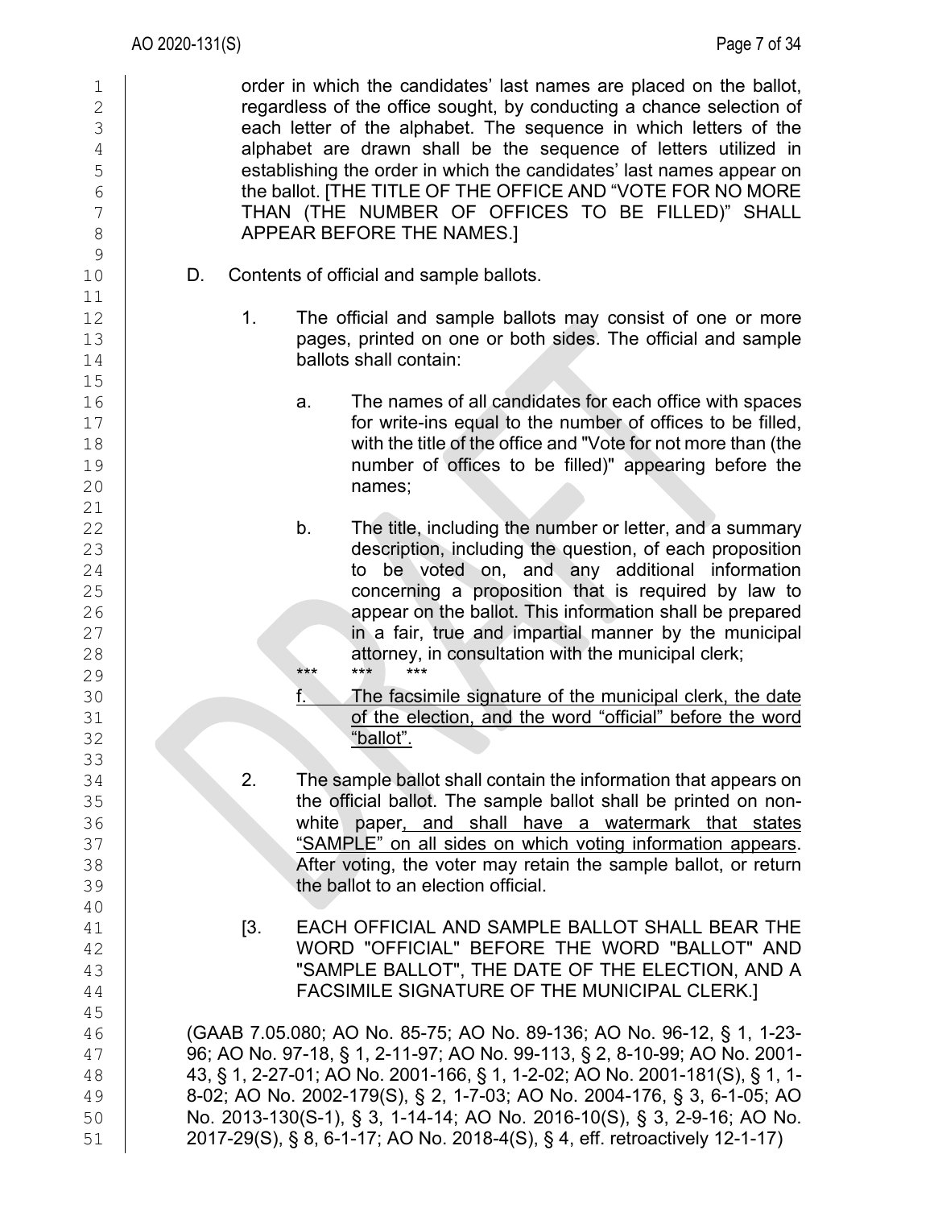order in which the candidates' last names are placed on the ballot, regardless of the office sought, by conducting a chance selection of each letter of the alphabet. The sequence in which letters of the alphabet are drawn shall be the sequence of letters utilized in establishing the order in which the candidates' last names appear on the ballot. [THE TITLE OF THE OFFICE AND "VOTE FOR NO MORE THAN (THE NUMBER OF OFFICES TO BE FILLED)" SHALL APPEAR BEFORE THE NAMES.]

D. Contents of official and sample ballots.

1. The official and sample ballots may consist of one or more pages, printed on one or both sides. The official and sample ballots shall contain:

   a. The names of all candidates for each office with spaces for write-ins equal to the number of offices to be filled, with the title of the office and "Vote for not more than (the number of offices to be filled)" appearing before the names;

   b. The title, including the number or letter, and a summary description, including the question, of each proposition to be voted on, and any additional information concerning a proposition that is required by law to appear on the ballot. This information shall be prepared in a fair, true and impartial manner by the municipal attorney, in consultation with the municipal clerk;

   *** *** ***

   <u>f. The facsimile signature of the municipal clerk, the date of the election, and the word "official" before the word "ballot".</u>

2. The sample ballot shall contain the information that appears on the official ballot. The sample ballot shall be printed on non-white paper<u>, and shall have a watermark that states "SAMPLE" on all sides on which voting information appears</u>. After voting, the voter may retain the sample ballot, or return the ballot to an election official.

[3. EACH OFFICIAL AND SAMPLE BALLOT SHALL BEAR THE WORD "OFFICIAL" BEFORE THE WORD "BALLOT" AND "SAMPLE BALLOT", THE DATE OF THE ELECTION, AND A FACSIMILE SIGNATURE OF THE MUNICIPAL CLERK.]

(GAAB 7.05.080; AO No. 85-75; AO No. 89-136; AO No. 96-12, § 1, 1-23-96; AO No. 97-18, § 1, 2-11-97; AO No. 99-113, § 2, 8-10-99; AO No. 2001-43, § 1, 2-27-01; AO No. 2001-166, § 1, 1-2-02; AO No. 2001-181(S), § 1, 1-8-02; AO No. 2002-179(S), § 2, 1-7-03; AO No. 2004-176, § 3, 6-1-05; AO No. 2013-130(S-1), § 3, 1-14-14; AO No. 2016-10(S), § 3, 2-9-16; AO No. 2017-29(S), § 8, 6-1-17; AO No. 2018-4(S), § 4, eff. retroactively 12-1-17)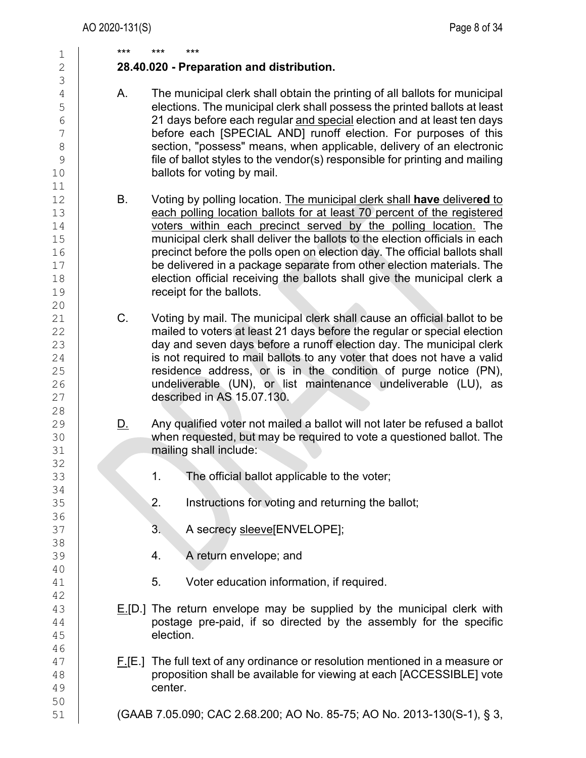\*\*\* \*\*\* \*\*\*

**28.40.020 - Preparation and distribution.**

A. The municipal clerk shall obtain the printing of all ballots for municipal elections. The municipal clerk shall possess the printed ballots at least 21 days before each regular <u>and special</u> election and at least ten days before each [SPECIAL AND] runoff election. For purposes of this section, "possess" means, when applicable, delivery of an electronic file of ballot styles to the vendor(s) responsible for printing and mailing ballots for voting by mail.

B. Voting by polling location. <u>The municipal clerk shall **have** deliver**ed** to each polling location ballots for at least 70 percent of the registered voters within each precinct served by the polling location.</u> The municipal clerk shall deliver the ballots to the election officials in each precinct before the polls open on election day. The official ballots shall be delivered in a package separate from other election materials. The election official receiving the ballots shall give the municipal clerk a receipt for the ballots.

C. Voting by mail. The municipal clerk shall cause an official ballot to be mailed to voters at least 21 days before the regular or special election day and seven days before a runoff election day. The municipal clerk is not required to mail ballots to any voter that does not have a valid residence address, or is in the condition of purge notice (PN), undeliverable (UN), or list maintenance undeliverable (LU), as described in AS 15.07.130.

<u>D.</u> Any qualified voter not mailed a ballot will not later be refused a ballot when requested, but may be required to vote a questioned ballot. The mailing shall include:

1. The official ballot applicable to the voter;

2. Instructions for voting and returning the ballot;

3. A secrecy <u>sleeve</u>[ENVELOPE];

4. A return envelope; and

5. Voter education information, if required.

<u>E.</u>[D.] The return envelope may be supplied by the municipal clerk with postage pre-paid, if so directed by the assembly for the specific election.

<u>F.</u>[E.] The full text of any ordinance or resolution mentioned in a measure or proposition shall be available for viewing at each [ACCESSIBLE] vote center.

(GAAB 7.05.090; CAC 2.68.200; AO No. 85-75; AO No. 2013-130(S-1), § 3,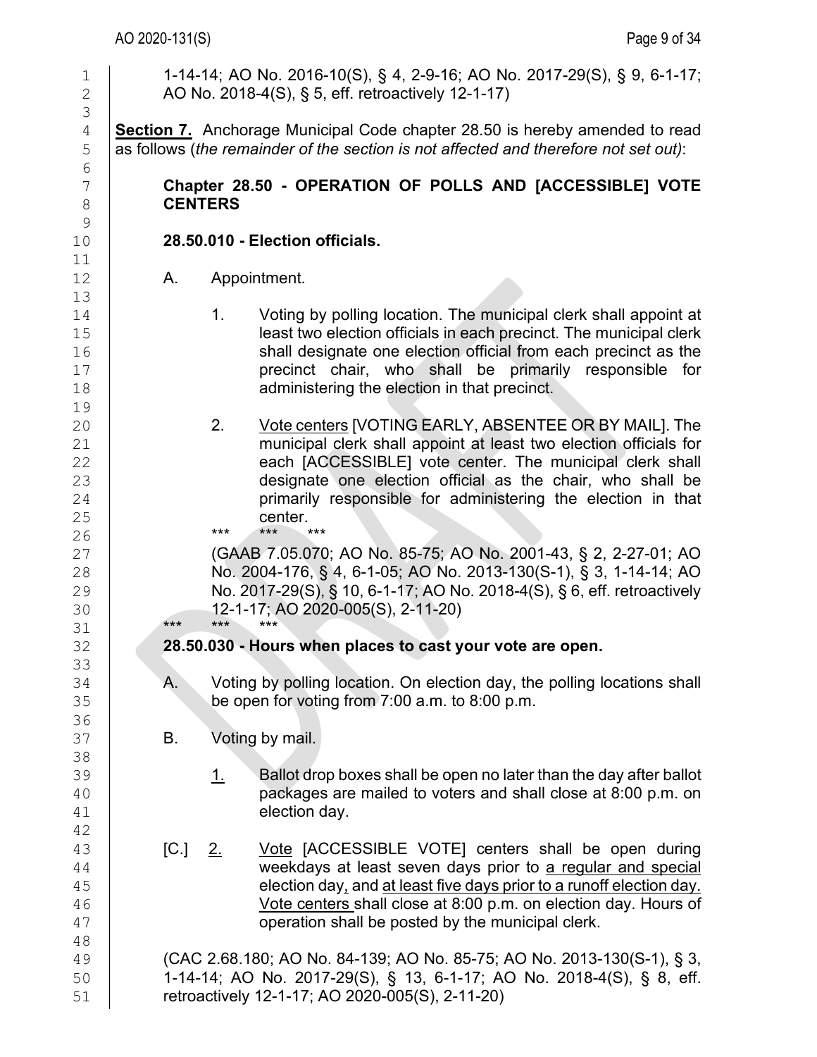1-14-14; AO No. 2016-10(S), § 4, 2-9-16; AO No. 2017-29(S), § 9, 6-1-17; AO No. 2018-4(S), § 5, eff. retroactively 12-1-17)

**Section 7.** Anchorage Municipal Code chapter 28.50 is hereby amended to read as follows (*the remainder of the section is not affected and therefore not set out)*:

**Chapter 28.50 - OPERATION OF POLLS AND [ACCESSIBLE] VOTE CENTERS**

**28.50.010 - Election officials.**

A. Appointment.

1. Voting by polling location. The municipal clerk shall appoint at least two election officials in each precinct. The municipal clerk shall designate one election official from each precinct as the precinct chair, who shall be primarily responsible for administering the election in that precinct.

2. <u>Vote centers</u> [VOTING EARLY, ABSENTEE OR BY MAIL]. The municipal clerk shall appoint at least two election officials for each [ACCESSIBLE] vote center. The municipal clerk shall designate one election official as the chair, who shall be primarily responsible for administering the election in that center.

\*\*\* \*\*\* \*\*\*

(GAAB 7.05.070; AO No. 85-75; AO No. 2001-43, § 2, 2-27-01; AO No. 2004-176, § 4, 6-1-05; AO No. 2013-130(S-1), § 3, 1-14-14; AO No. 2017-29(S), § 10, 6-1-17; AO No. 2018-4(S), § 6, eff. retroactively 12-1-17; AO 2020-005(S), 2-11-20)

\*\*\* \*\*\* \*\*\*

**28.50.030 - Hours when places to cast your vote are open.**

A. Voting by polling location. On election day, the polling locations shall be open for voting from 7:00 a.m. to 8:00 p.m.

B. Voting by mail.

<u>1.</u> Ballot drop boxes shall be open no later than the day after ballot packages are mailed to voters and shall close at 8:00 p.m. on election day.

[C.] <u>2.</u> <u>Vote</u> [ACCESSIBLE VOTE] centers shall be open during weekdays at least seven days prior to <u>a regular and special</u> election day<u>,</u> and <u>at least five days prior to a runoff election day. Vote centers</u> shall close at 8:00 p.m. on election day. Hours of operation shall be posted by the municipal clerk.

(CAC 2.68.180; AO No. 84-139; AO No. 85-75; AO No. 2013-130(S-1), § 3, 1-14-14; AO No. 2017-29(S), § 13, 6-1-17; AO No. 2018-4(S), § 8, eff. retroactively 12-1-17; AO 2020-005(S), 2-11-20)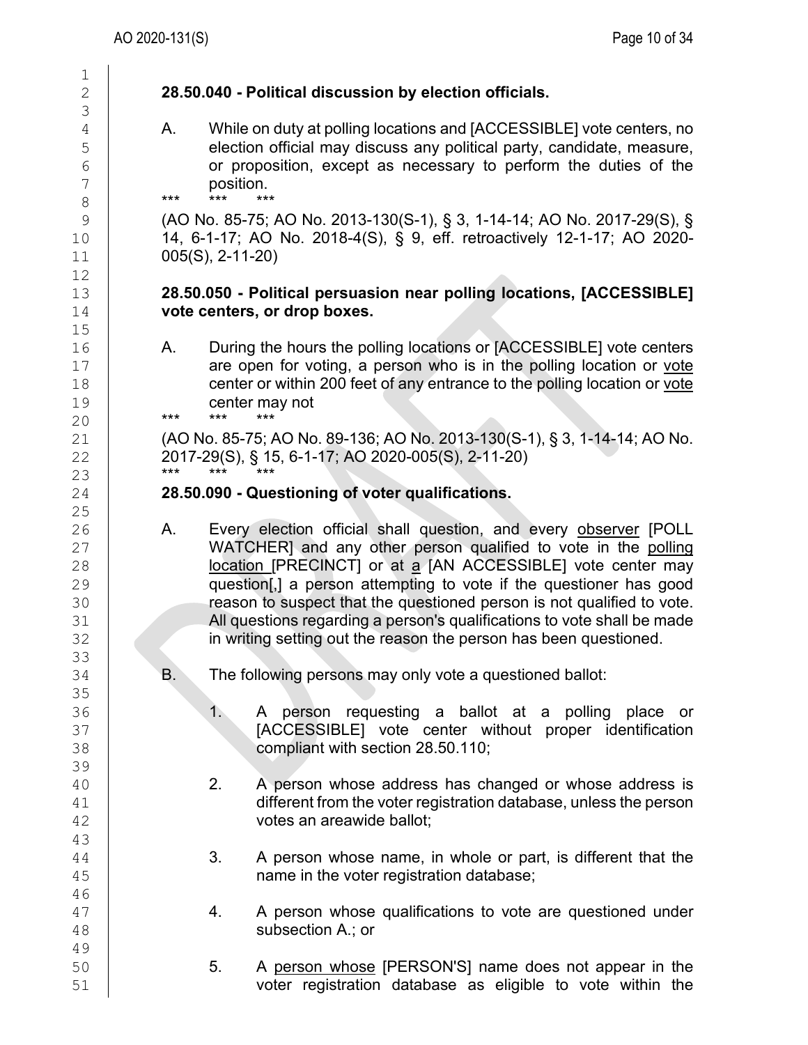**28.50.040 - Political discussion by election officials.**

A. While on duty at polling locations and [ACCESSIBLE] vote centers, no election official may discuss any political party, candidate, measure, or proposition, except as necessary to perform the duties of the position.

*** *** ***

(AO No. 85-75; AO No. 2013-130(S-1), § 3, 1-14-14; AO No. 2017-29(S), § 14, 6-1-17; AO No. 2018-4(S), § 9, eff. retroactively 12-1-17; AO 2020-005(S), 2-11-20)

**28.50.050 - Political persuasion near polling locations, [ACCESSIBLE] vote centers, or drop boxes.**

A. During the hours the polling locations or [ACCESSIBLE] vote centers are open for voting, a person who is in the polling location or vote center or within 200 feet of any entrance to the polling location or vote center may not

*** *** ***

(AO No. 85-75; AO No. 89-136; AO No. 2013-130(S-1), § 3, 1-14-14; AO No. 2017-29(S), § 15, 6-1-17; AO 2020-005(S), 2-11-20)

*** *** ***

**28.50.090 - Questioning of voter qualifications.**

A. Every election official shall question, and every observer [POLL WATCHER] and any other person qualified to vote in the polling location [PRECINCT] or at a [AN ACCESSIBLE] vote center may question[,] a person attempting to vote if the questioner has good reason to suspect that the questioned person is not qualified to vote. All questions regarding a person's qualifications to vote shall be made in writing setting out the reason the person has been questioned.

B. The following persons may only vote a questioned ballot:

1. A person requesting a ballot at a polling place or [ACCESSIBLE] vote center without proper identification compliant with section 28.50.110;

2. A person whose address has changed or whose address is different from the voter registration database, unless the person votes an areawide ballot;

3. A person whose name, in whole or part, is different that the name in the voter registration database;

4. A person whose qualifications to vote are questioned under subsection A.; or

5. A person whose [PERSON'S] name does not appear in the voter registration database as eligible to vote within the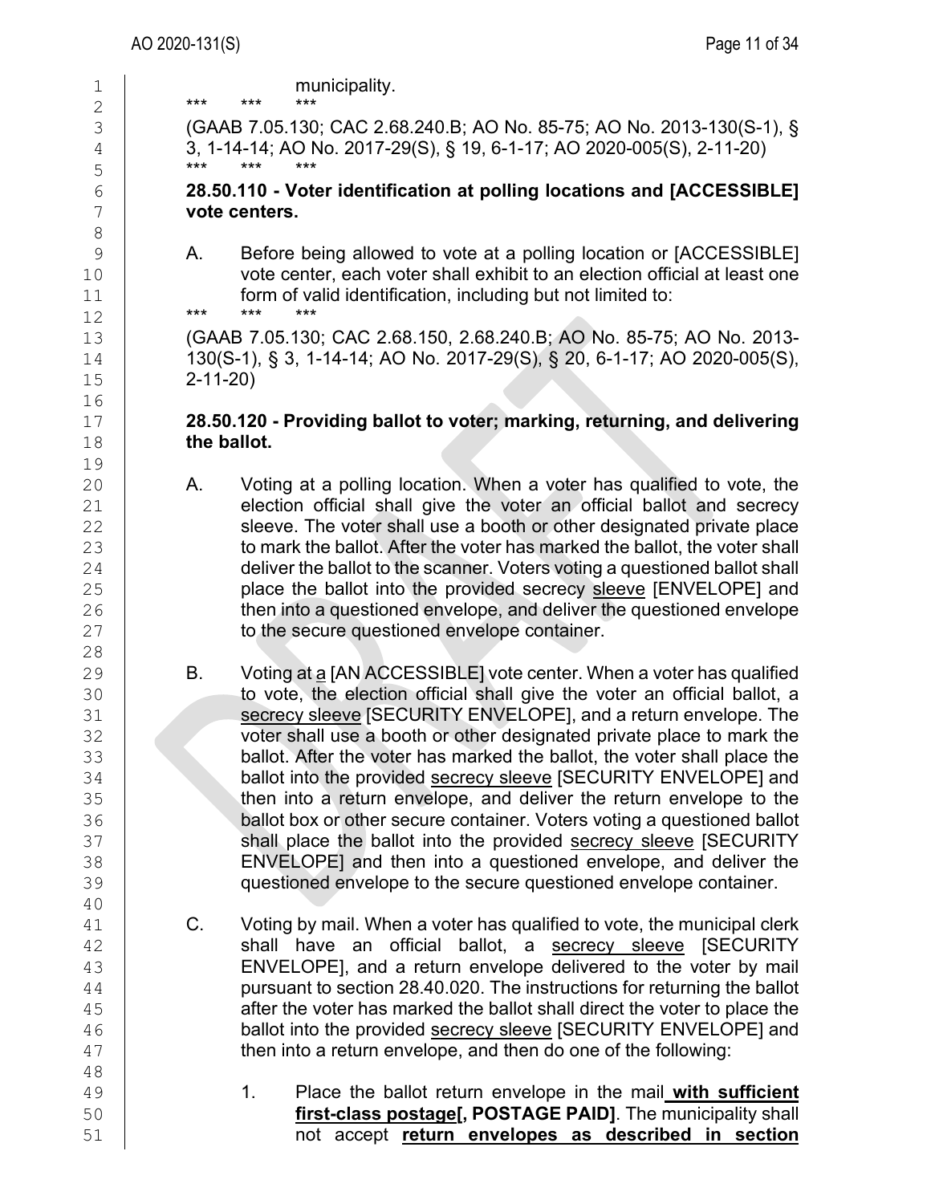municipality.

\*\*\* \*\*\* \*\*\*

(GAAB 7.05.130; CAC 2.68.240.B; AO No. 85-75; AO No. 2013-130(S-1), § 3, 1-14-14; AO No. 2017-29(S), § 19, 6-1-17; AO 2020-005(S), 2-11-20)

\*\*\* \*\*\* \*\*\*

**28.50.110 - Voter identification at polling locations and [ACCESSIBLE] vote centers.**

A. Before being allowed to vote at a polling location or [ACCESSIBLE] vote center, each voter shall exhibit to an election official at least one form of valid identification, including but not limited to:

\*\*\* \*\*\* \*\*\*

(GAAB 7.05.130; CAC 2.68.150, 2.68.240.B; AO No. 85-75; AO No. 2013-130(S-1), § 3, 1-14-14; AO No. 2017-29(S), § 20, 6-1-17; AO 2020-005(S), 2-11-20)

**28.50.120 - Providing ballot to voter; marking, returning, and delivering the ballot.**

A. Voting at a polling location. When a voter has qualified to vote, the election official shall give the voter an official ballot and secrecy sleeve. The voter shall use a booth or other designated private place to mark the ballot. After the voter has marked the ballot, the voter shall deliver the ballot to the scanner. Voters voting a questioned ballot shall place the ballot into the provided secrecy <u>sleeve</u> [ENVELOPE] and then into a questioned envelope, and deliver the questioned envelope to the secure questioned envelope container.

B. Voting at <u>a</u> [AN ACCESSIBLE] vote center. When a voter has qualified to vote, the election official shall give the voter an official ballot, a <u>secrecy sleeve</u> [SECURITY ENVELOPE], and a return envelope. The voter shall use a booth or other designated private place to mark the ballot. After the voter has marked the ballot, the voter shall place the ballot into the provided <u>secrecy sleeve</u> [SECURITY ENVELOPE] and then into a return envelope, and deliver the return envelope to the ballot box or other secure container. Voters voting a questioned ballot shall place the ballot into the provided <u>secrecy sleeve</u> [SECURITY ENVELOPE] and then into a questioned envelope, and deliver the questioned envelope to the secure questioned envelope container.

C. Voting by mail. When a voter has qualified to vote, the municipal clerk shall have an official ballot, a <u>secrecy sleeve</u> [SECURITY ENVELOPE], and a return envelope delivered to the voter by mail pursuant to section 28.40.020. The instructions for returning the ballot after the voter has marked the ballot shall direct the voter to place the ballot into the provided <u>secrecy sleeve</u> [SECURITY ENVELOPE] and then into a return envelope, and then do one of the following:

1. Place the ballot return envelope in the mail **<u>with sufficient first-class postage</u>[, POSTAGE PAID]**. The municipality shall not accept **<u>return envelopes as described in section</u>**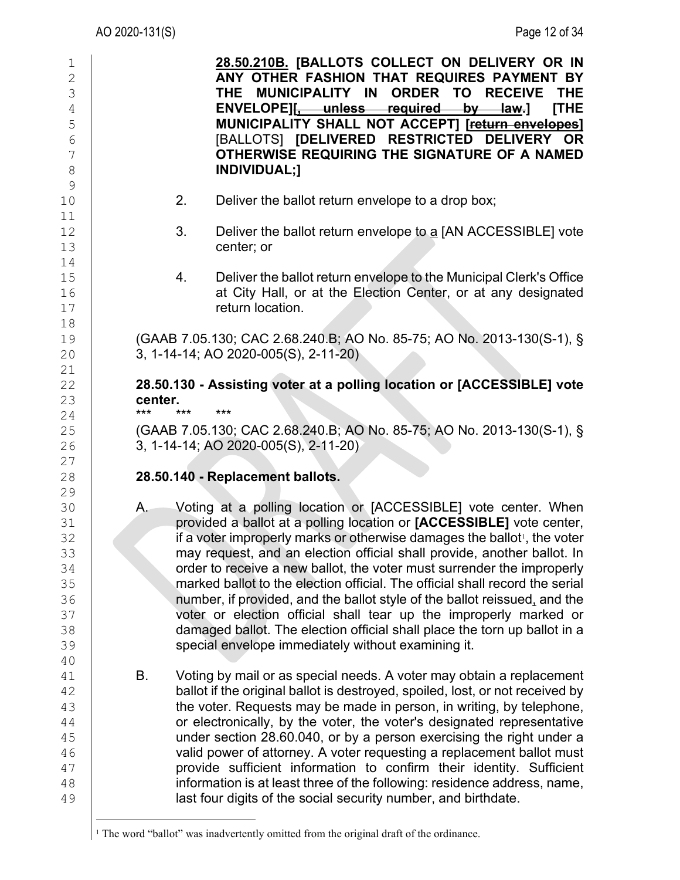**<u>28.50.210B.</u> [BALLOTS COLLECT ON DELIVERY OR IN ANY OTHER FASHION THAT REQUIRES PAYMENT BY THE MUNICIPALITY IN ORDER TO RECEIVE THE ENVELOPE]~~[, unless required by law.]~~ [THE MUNICIPALITY SHALL NOT ACCEPT] [~~return envelopes~~]** [BALLOTS] **[DELIVERED RESTRICTED DELIVERY OR OTHERWISE REQUIRING THE SIGNATURE OF A NAMED INDIVIDUAL;]**

2. Deliver the ballot return envelope to a drop box;

3. Deliver the ballot return envelope to <u>a</u> [AN ACCESSIBLE] vote center; or

4. Deliver the ballot return envelope to the Municipal Clerk's Office at City Hall, or at the Election Center, or at any designated return location.

(GAAB 7.05.130; CAC 2.68.240.B; AO No. 85-75; AO No. 2013-130(S-1), § 3, 1-14-14; AO 2020-005(S), 2-11-20)

**28.50.130 - Assisting voter at a polling location or [ACCESSIBLE] vote center.**

\*\*\* \*\*\* \*\*\*

(GAAB 7.05.130; CAC 2.68.240.B; AO No. 85-75; AO No. 2013-130(S-1), § 3, 1-14-14; AO 2020-005(S), 2-11-20)

**28.50.140 - Replacement ballots.**

A. Voting at a polling location or [ACCESSIBLE] vote center. When provided a ballot at a polling location or **[ACCESSIBLE]** vote center, if a voter improperly marks or otherwise damages the ballot[1], the voter may request, and an election official shall provide, another ballot. In order to receive a new ballot, the voter must surrender the improperly marked ballot to the election official. The official shall record the serial number, if provided, and the ballot style of the ballot reissued<u>,</u> and the voter or election official shall tear up the improperly marked or damaged ballot. The election official shall place the torn up ballot in a special envelope immediately without examining it.

B. Voting by mail or as special needs. A voter may obtain a replacement ballot if the original ballot is destroyed, spoiled, lost, or not received by the voter. Requests may be made in person, in writing, by telephone, or electronically, by the voter, the voter's designated representative under section 28.60.040, or by a person exercising the right under a valid power of attorney. A voter requesting a replacement ballot must provide sufficient information to confirm their identity. Sufficient information is at least three of the following: residence address, name, last four digits of the social security number, and birthdate.

---

[1] The word "ballot" was inadvertently omitted from the original draft of the ordinance.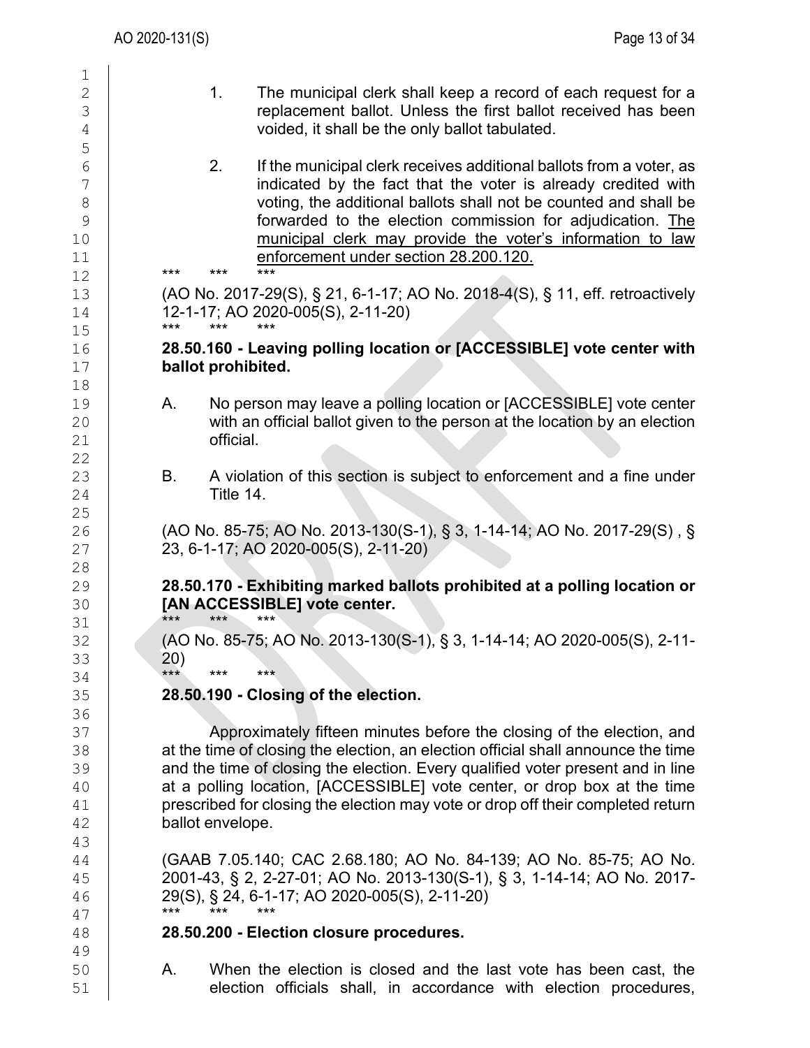1. The municipal clerk shall keep a record of each request for a replacement ballot. Unless the first ballot received has been voided, it shall be the only ballot tabulated.

2. If the municipal clerk receives additional ballots from a voter, as indicated by the fact that the voter is already credited with voting, the additional ballots shall not be counted and shall be forwarded to the election commission for adjudication. <u>The municipal clerk may provide the voter's information to law enforcement under section 28.200.120.</u>

\*\*\* \*\*\* \*\*\*

(AO No. 2017-29(S), § 21, 6-1-17; AO No. 2018-4(S), § 11, eff. retroactively 12-1-17; AO 2020-005(S), 2-11-20)

\*\*\* \*\*\* \*\*\*

**28.50.160 - Leaving polling location or [ACCESSIBLE] vote center with ballot prohibited.**

A. No person may leave a polling location or [ACCESSIBLE] vote center with an official ballot given to the person at the location by an election official.

B. A violation of this section is subject to enforcement and a fine under Title 14.

(AO No. 85-75; AO No. 2013-130(S-1), § 3, 1-14-14; AO No. 2017-29(S) , § 23, 6-1-17; AO 2020-005(S), 2-11-20)

**28.50.170 - Exhibiting marked ballots prohibited at a polling location or [AN ACCESSIBLE] vote center.**

\*\*\* \*\*\* \*\*\*

(AO No. 85-75; AO No. 2013-130(S-1), § 3, 1-14-14; AO 2020-005(S), 2-11-20)

\*\*\* \*\*\* \*\*\*

**28.50.190 - Closing of the election.**

Approximately fifteen minutes before the closing of the election, and at the time of closing the election, an election official shall announce the time and the time of closing the election. Every qualified voter present and in line at a polling location, [ACCESSIBLE] vote center, or drop box at the time prescribed for closing the election may vote or drop off their completed return ballot envelope.

(GAAB 7.05.140; CAC 2.68.180; AO No. 84-139; AO No. 85-75; AO No. 2001-43, § 2, 2-27-01; AO No. 2013-130(S-1), § 3, 1-14-14; AO No. 2017-29(S), § 24, 6-1-17; AO 2020-005(S), 2-11-20)

\*\*\* \*\*\* \*\*\*

**28.50.200 - Election closure procedures.**

A. When the election is closed and the last vote has been cast, the election officials shall, in accordance with election procedures,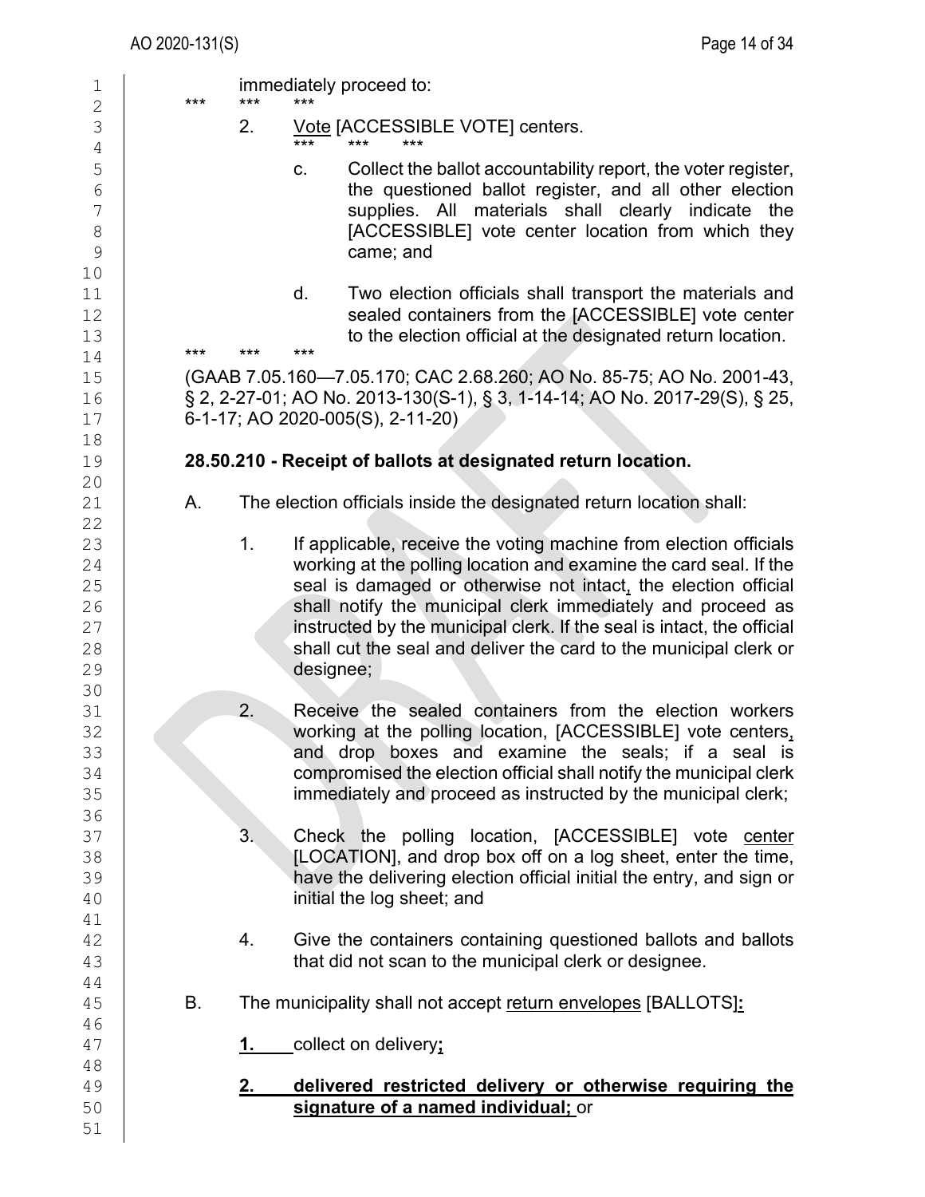immediately proceed to:

\*\*\* \*\*\* \*\*\*

2. Vote [ACCESSIBLE VOTE] centers.

   \*\*\* \*\*\* \*\*\*

   c. Collect the ballot accountability report, the voter register, the questioned ballot register, and all other election supplies. All materials shall clearly indicate the [ACCESSIBLE] vote center location from which they came; and

   d. Two election officials shall transport the materials and sealed containers from the [ACCESSIBLE] vote center to the election official at the designated return location.

\*\*\* \*\*\* \*\*\*

(GAAB 7.05.160—7.05.170; CAC 2.68.260; AO No. 85-75; AO No. 2001-43, § 2, 2-27-01; AO No. 2013-130(S-1), § 3, 1-14-14; AO No. 2017-29(S), § 25, 6-1-17; AO 2020-005(S), 2-11-20)

**28.50.210 - Receipt of ballots at designated return location.**

A. The election officials inside the designated return location shall:

   1. If applicable, receive the voting machine from election officials working at the polling location and examine the card seal. If the seal is damaged or otherwise not intact, the election official shall notify the municipal clerk immediately and proceed as instructed by the municipal clerk. If the seal is intact, the official shall cut the seal and deliver the card to the municipal clerk or designee;

   2. Receive the sealed containers from the election workers working at the polling location, [ACCESSIBLE] vote centers, and drop boxes and examine the seals; if a seal is compromised the election official shall notify the municipal clerk immediately and proceed as instructed by the municipal clerk;

   3. Check the polling location, [ACCESSIBLE] vote center [LOCATION], and drop box off on a log sheet, enter the time, have the delivering election official initial the entry, and sign or initial the log sheet; and

   4. Give the containers containing questioned ballots and ballots that did not scan to the municipal clerk or designee.

B. The municipality shall not accept return envelopes [BALLOTS]**:**

   **1.** collect on delivery**;**

   **2. delivered restricted delivery or otherwise requiring the signature of a named individual;** or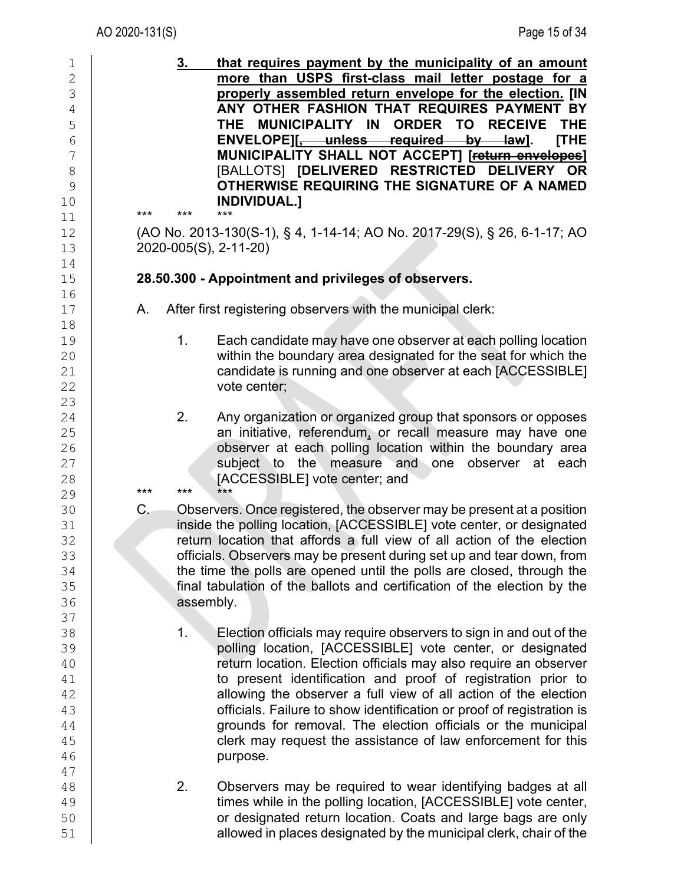**3. that requires payment by the municipality of an amount more than USPS first-class mail letter postage for a properly assembled return envelope for the election. [IN ANY OTHER FASHION THAT REQUIRES PAYMENT BY THE MUNICIPALITY IN ORDER TO RECEIVE THE ENVELOPE][~~, unless required by law~~]. [THE MUNICIPALITY SHALL NOT ACCEPT] [~~return envelopes~~]** [BALLOTS] **[DELIVERED RESTRICTED DELIVERY OR OTHERWISE REQUIRING THE SIGNATURE OF A NAMED INDIVIDUAL.]**

\*\*\* \*\*\* \*\*\*

(AO No. 2013-130(S-1), § 4, 1-14-14; AO No. 2017-29(S), § 26, 6-1-17; AO 2020-005(S), 2-11-20)

**28.50.300 - Appointment and privileges of observers.**

A. After first registering observers with the municipal clerk:

1. Each candidate may have one observer at each polling location within the boundary area designated for the seat for which the candidate is running and one observer at each [ACCESSIBLE] vote center;

2. Any organization or organized group that sponsors or opposes an initiative, referendum**,** or recall measure may have one observer at each polling location within the boundary area subject to the measure and one observer at each [ACCESSIBLE] vote center; and

\*\*\* \*\*\* \*\*\*

C. Observers. Once registered, the observer may be present at a position inside the polling location, [ACCESSIBLE] vote center, or designated return location that affords a full view of all action of the election officials. Observers may be present during set up and tear down, from the time the polls are opened until the polls are closed, through the final tabulation of the ballots and certification of the election by the assembly.

1. Election officials may require observers to sign in and out of the polling location, [ACCESSIBLE] vote center, or designated return location. Election officials may also require an observer to present identification and proof of registration prior to allowing the observer a full view of all action of the election officials. Failure to show identification or proof of registration is grounds for removal. The election officials or the municipal clerk may request the assistance of law enforcement for this purpose.

2. Observers may be required to wear identifying badges at all times while in the polling location, [ACCESSIBLE] vote center, or designated return location. Coats and large bags are only allowed in places designated by the municipal clerk, chair of the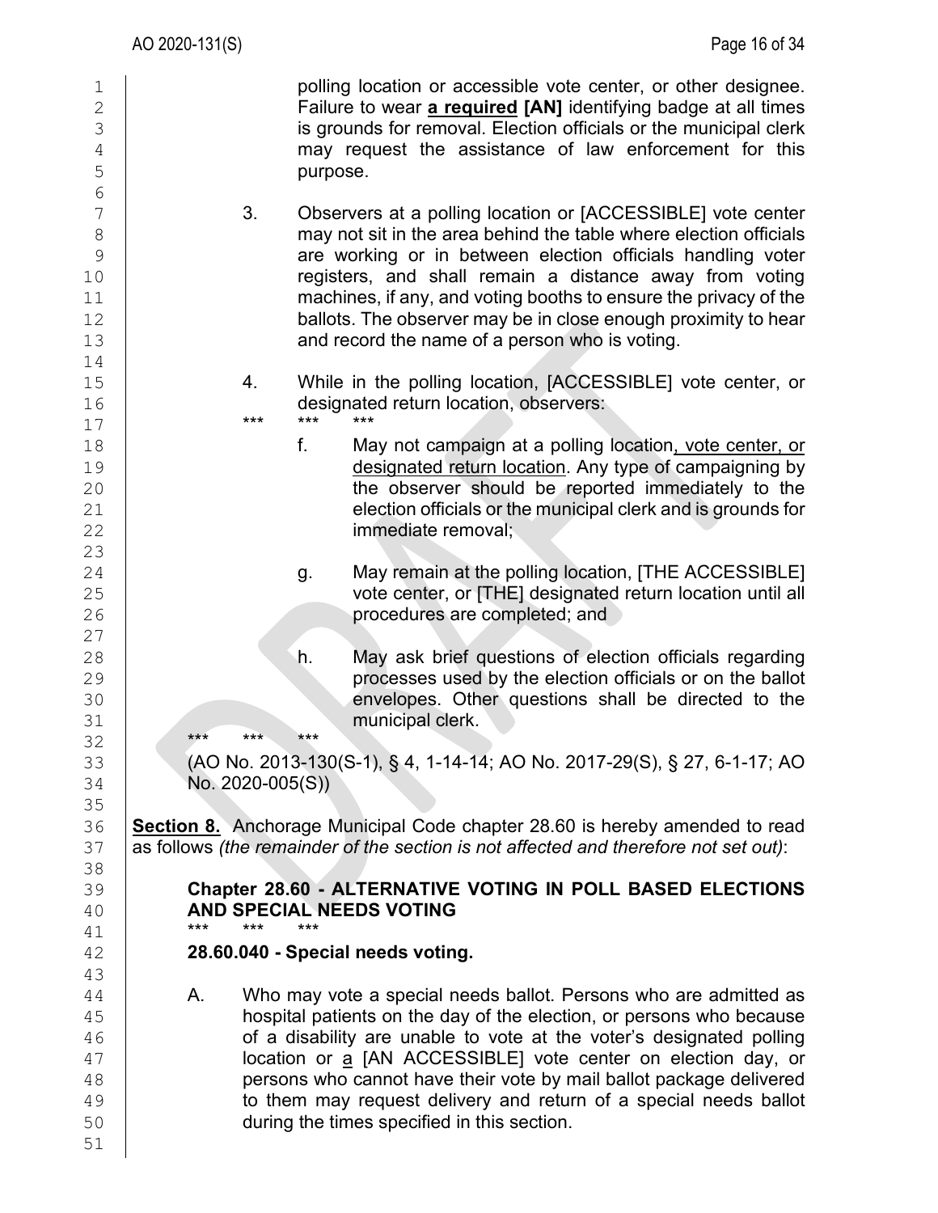polling location or accessible vote center, or other designee. Failure to wear **a required** **[AN]** identifying badge at all times is grounds for removal. Election officials or the municipal clerk may request the assistance of law enforcement for this purpose.

3. Observers at a polling location or [ACCESSIBLE] vote center may not sit in the area behind the table where election officials are working or in between election officials handling voter registers, and shall remain a distance away from voting machines, if any, and voting booths to ensure the privacy of the ballots. The observer may be in close enough proximity to hear and record the name of a person who is voting.

4. While in the polling location, [ACCESSIBLE] vote center, or designated return location, observers:

\*\*\* \*\*\* \*\*\*

f. May not campaign at a polling location<u>, vote center, or designated return location</u>. Any type of campaigning by the observer should be reported immediately to the election officials or the municipal clerk and is grounds for immediate removal;

g. May remain at the polling location, [THE ACCESSIBLE] vote center, or [THE] designated return location until all procedures are completed; and

h. May ask brief questions of election officials regarding processes used by the election officials or on the ballot envelopes. Other questions shall be directed to the municipal clerk.

\*\*\* \*\*\* \*\*\*

(AO No. 2013-130(S-1), § 4, 1-14-14; AO No. 2017-29(S), § 27, 6-1-17; AO No. 2020-005(S))

**Section 8.** Anchorage Municipal Code chapter 28.60 is hereby amended to read as follows *(the remainder of the section is not affected and therefore not set out)*:

**Chapter 28.60 - ALTERNATIVE VOTING IN POLL BASED ELECTIONS AND SPECIAL NEEDS VOTING**

\*\*\* \*\*\* \*\*\*

**28.60.040 - Special needs voting.**

A. Who may vote a special needs ballot. Persons who are admitted as hospital patients on the day of the election, or persons who because of a disability are unable to vote at the voter's designated polling location or <u>a</u> [AN ACCESSIBLE] vote center on election day, or persons who cannot have their vote by mail ballot package delivered to them may request delivery and return of a special needs ballot during the times specified in this section.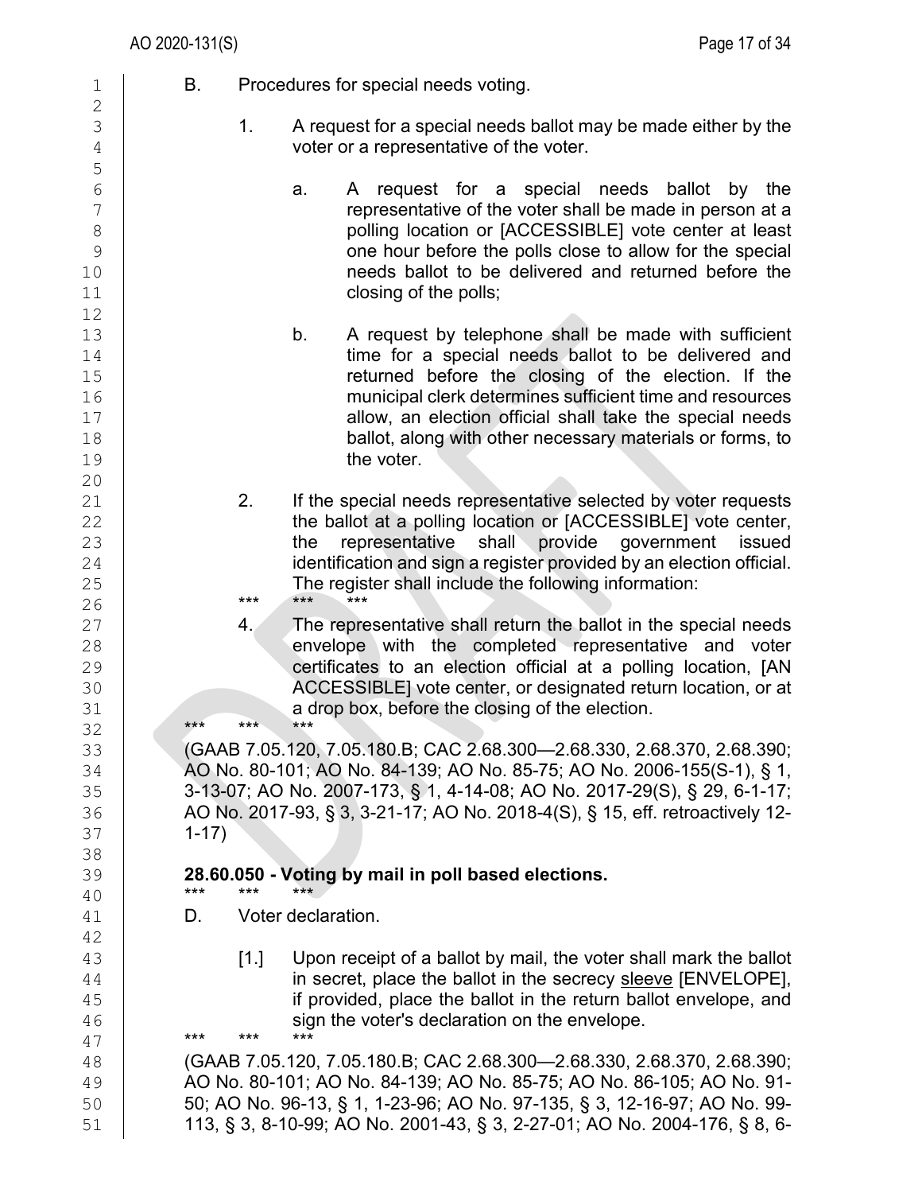B. Procedures for special needs voting.

1. A request for a special needs ballot may be made either by the voter or a representative of the voter.

   a. A request for a special needs ballot by the representative of the voter shall be made in person at a polling location or [ACCESSIBLE] vote center at least one hour before the polls close to allow for the special needs ballot to be delivered and returned before the closing of the polls;

   b. A request by telephone shall be made with sufficient time for a special needs ballot to be delivered and returned before the closing of the election. If the municipal clerk determines sufficient time and resources allow, an election official shall take the special needs ballot, along with other necessary materials or forms, to the voter.

2. If the special needs representative selected by voter requests the ballot at a polling location or [ACCESSIBLE] vote center, the representative shall provide government issued identification and sign a register provided by an election official. The register shall include the following information:

*** *** ***

4. The representative shall return the ballot in the special needs envelope with the completed representative and voter certificates to an election official at a polling location, [AN ACCESSIBLE] vote center, or designated return location, or at a drop box, before the closing of the election.

*** *** ***

(GAAB 7.05.120, 7.05.180.B; CAC 2.68.300—2.68.330, 2.68.370, 2.68.390; AO No. 80-101; AO No. 84-139; AO No. 85-75; AO No. 2006-155(S-1), § 1, 3-13-07; AO No. 2007-173, § 1, 4-14-08; AO No. 2017-29(S), § 29, 6-1-17; AO No. 2017-93, § 3, 3-21-17; AO No. 2018-4(S), § 15, eff. retroactively 12-1-17)

**28.60.050 - Voting by mail in poll based elections.**

*** *** ***

D. Voter declaration.

[1.] Upon receipt of a ballot by mail, the voter shall mark the ballot in secret, place the ballot in the secrecy <u>sleeve</u> [ENVELOPE], if provided, place the ballot in the return ballot envelope, and sign the voter's declaration on the envelope.

*** *** ***

(GAAB 7.05.120, 7.05.180.B; CAC 2.68.300—2.68.330, 2.68.370, 2.68.390; AO No. 80-101; AO No. 84-139; AO No. 85-75; AO No. 86-105; AO No. 91-50; AO No. 96-13, § 1, 1-23-96; AO No. 97-135, § 3, 12-16-97; AO No. 99-113, § 3, 8-10-99; AO No. 2001-43, § 3, 2-27-01; AO No. 2004-176, § 8, 6-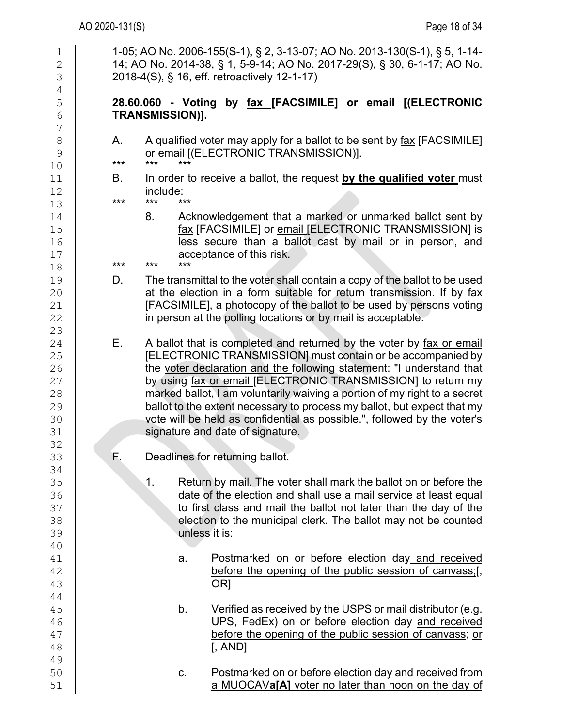1-05; AO No. 2006-155(S-1), § 2, 3-13-07; AO No. 2013-130(S-1), § 5, 1-14-14; AO No. 2014-38, § 1, 5-9-14; AO No. 2017-29(S), § 30, 6-1-17; AO No. 2018-4(S), § 16, eff. retroactively 12-1-17)

**28.60.060 - Voting by fax [FACSIMILE] or email [(ELECTRONIC TRANSMISSION)].**

A. A qualified voter may apply for a ballot to be sent by fax [FACSIMILE] or email [(ELECTRONIC TRANSMISSION)].

\*\*\* \*\*\* \*\*\*

B. In order to receive a ballot, the request **by the qualified voter** must include:

\*\*\* \*\*\* \*\*\*

8. Acknowledgement that a marked or unmarked ballot sent by fax [FACSIMILE] or email [ELECTRONIC TRANSMISSION] is less secure than a ballot cast by mail or in person, and acceptance of this risk.

\*\*\* \*\*\* \*\*\*

D. The transmittal to the voter shall contain a copy of the ballot to be used at the election in a form suitable for return transmission. If by fax [FACSIMILE], a photocopy of the ballot to be used by persons voting in person at the polling locations or by mail is acceptable.

E. A ballot that is completed and returned by the voter by fax or email [ELECTRONIC TRANSMISSION] must contain or be accompanied by the voter declaration and the following statement: "I understand that by using fax or email [ELECTRONIC TRANSMISSION] to return my marked ballot, I am voluntarily waiving a portion of my right to a secret ballot to the extent necessary to process my ballot, but expect that my vote will be held as confidential as possible.", followed by the voter's signature and date of signature.

F. Deadlines for returning ballot.

1. Return by mail. The voter shall mark the ballot on or before the date of the election and shall use a mail service at least equal to first class and mail the ballot not later than the day of the election to the municipal clerk. The ballot may not be counted unless it is:

a. Postmarked on or before election day and received before the opening of the public session of canvass;[, OR]

b. Verified as received by the USPS or mail distributor (e.g. UPS, FedEx) on or before election day and received before the opening of the public session of canvass; or [, AND]

c. Postmarked on or before election day and received from a MUOCAV**a[A]** voter no later than noon on the day of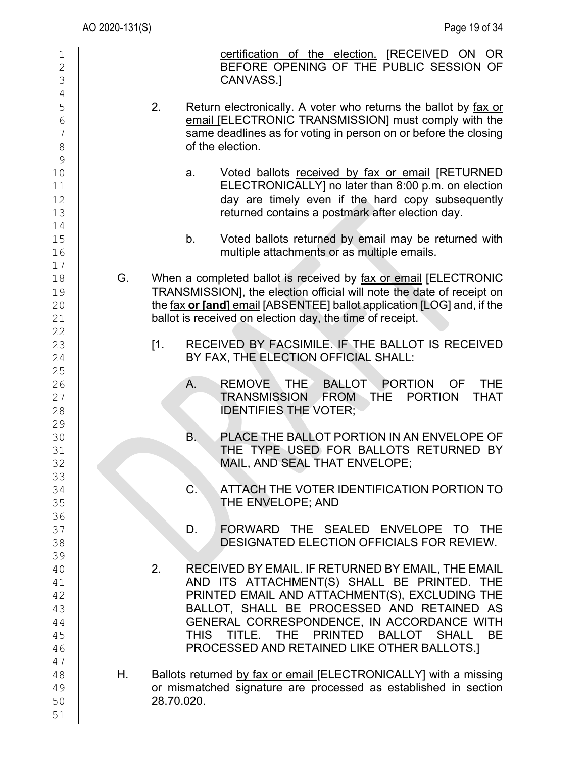<u>certification of the election.</u> [RECEIVED ON OR BEFORE OPENING OF THE PUBLIC SESSION OF CANVASS.]

2. Return electronically. A voter who returns the ballot by <u>fax or email</u> [ELECTRONIC TRANSMISSION] must comply with the same deadlines as for voting in person on or before the closing of the election.

   a. Voted ballots <u>received by fax or email</u> [RETURNED ELECTRONICALLY] no later than 8:00 p.m. on election day are timely even if the hard copy subsequently returned contains a postmark after election day.

   b. Voted ballots returned by email may be returned with multiple attachments or as multiple emails.

G. When a completed ballot is received by <u>fax or email</u> [ELECTRONIC TRANSMISSION], the election official will note the date of receipt on the <u>fax</u> **or [~~and~~]** <u>email</u> [ABSENTEE] ballot application [LOG] and, if the ballot is received on election day, the time of receipt.

   [1. RECEIVED BY FACSIMILE. IF THE BALLOT IS RECEIVED BY FAX, THE ELECTION OFFICIAL SHALL:

      A. REMOVE THE BALLOT PORTION OF THE TRANSMISSION FROM THE PORTION THAT IDENTIFIES THE VOTER;

      B. PLACE THE BALLOT PORTION IN AN ENVELOPE OF THE TYPE USED FOR BALLOTS RETURNED BY MAIL, AND SEAL THAT ENVELOPE;

      C. ATTACH THE VOTER IDENTIFICATION PORTION TO THE ENVELOPE; AND

      D. FORWARD THE SEALED ENVELOPE TO THE DESIGNATED ELECTION OFFICIALS FOR REVIEW.

   2. RECEIVED BY EMAIL. IF RETURNED BY EMAIL, THE EMAIL AND ITS ATTACHMENT(S) SHALL BE PRINTED. THE PRINTED EMAIL AND ATTACHMENT(S), EXCLUDING THE BALLOT, SHALL BE PROCESSED AND RETAINED AS GENERAL CORRESPONDENCE, IN ACCORDANCE WITH THIS TITLE. THE PRINTED BALLOT SHALL BE PROCESSED AND RETAINED LIKE OTHER BALLOTS.]

H. Ballots returned <u>by fax or email</u> [ELECTRONICALLY] with a missing or mismatched signature are processed as established in section 28.70.020.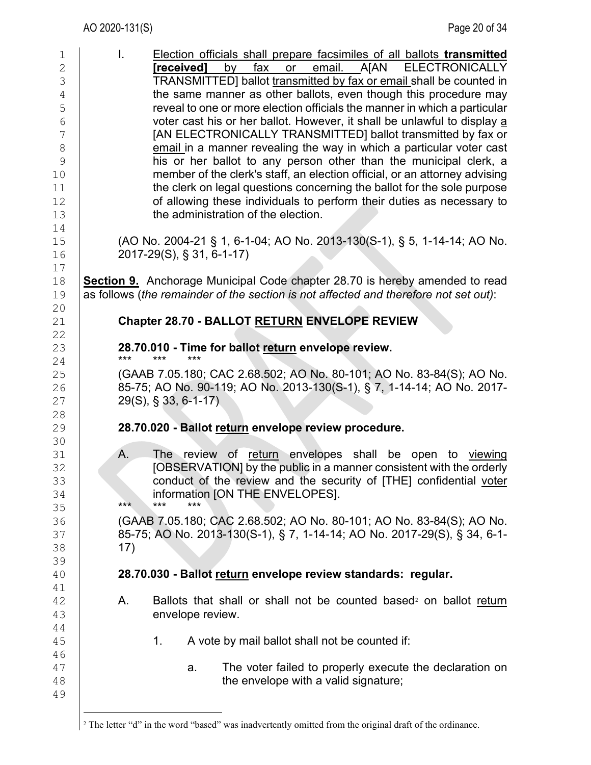I. Election officials shall prepare facsimiles of all ballots **transmitted** **[~~received~~]** by fax or email. A[AN ELECTRONICALLY TRANSMITTED] ballot <u>transmitted by fax or email</u> shall be counted in the same manner as other ballots, even though this procedure may reveal to one or more election officials the manner in which a particular voter cast his or her ballot. However, it shall be unlawful to display <u>a</u> [AN ELECTRONICALLY TRANSMITTED] ballot <u>transmitted by fax or email</u> in a manner revealing the way in which a particular voter cast his or her ballot to any person other than the municipal clerk, a member of the clerk's staff, an election official, or an attorney advising the clerk on legal questions concerning the ballot for the sole purpose of allowing these individuals to perform their duties as necessary to the administration of the election.

(AO No. 2004-21 § 1, 6-1-04; AO No. 2013-130(S-1), § 5, 1-14-14; AO No. 2017-29(S), § 31, 6-1-17)

**Section 9.** Anchorage Municipal Code chapter 28.70 is hereby amended to read as follows (*the remainder of the section is not affected and therefore not set out)*:

## Chapter 28.70 - BALLOT <u>RETURN</u> ENVELOPE REVIEW

### 28.70.010 - Time for ballot <u>return</u> envelope review.

\*\*\* \*\*\* \*\*\*

(GAAB 7.05.180; CAC 2.68.502; AO No. 80-101; AO No. 83-84(S); AO No. 85-75; AO No. 90-119; AO No. 2013-130(S-1), § 7, 1-14-14; AO No. 2017-29(S), § 33, 6-1-17)

### 28.70.020 - Ballot <u>return</u> envelope review procedure.

A. The review of <u>return</u> envelopes shall be open to <u>viewing</u> [OBSERVATION] by the public in a manner consistent with the orderly conduct of the review and the security of [THE] confidential <u>voter</u> information [ON THE ENVELOPES].

\*\*\* \*\*\* \*\*\*

(GAAB 7.05.180; CAC 2.68.502; AO No. 80-101; AO No. 83-84(S); AO No. 85-75; AO No. 2013-130(S-1), § 7, 1-14-14; AO No. 2017-29(S), § 34, 6-1-17)

### 28.70.030 - Ballot <u>return</u> envelope review standards: regular.

A. Ballots that shall or shall not be counted based[2] on ballot <u>return</u> envelope review.

1. A vote by mail ballot shall not be counted if:

   a. The voter failed to properly execute the declaration on the envelope with a valid signature;

---

[2] The letter "d" in the word "based" was inadvertently omitted from the original draft of the ordinance.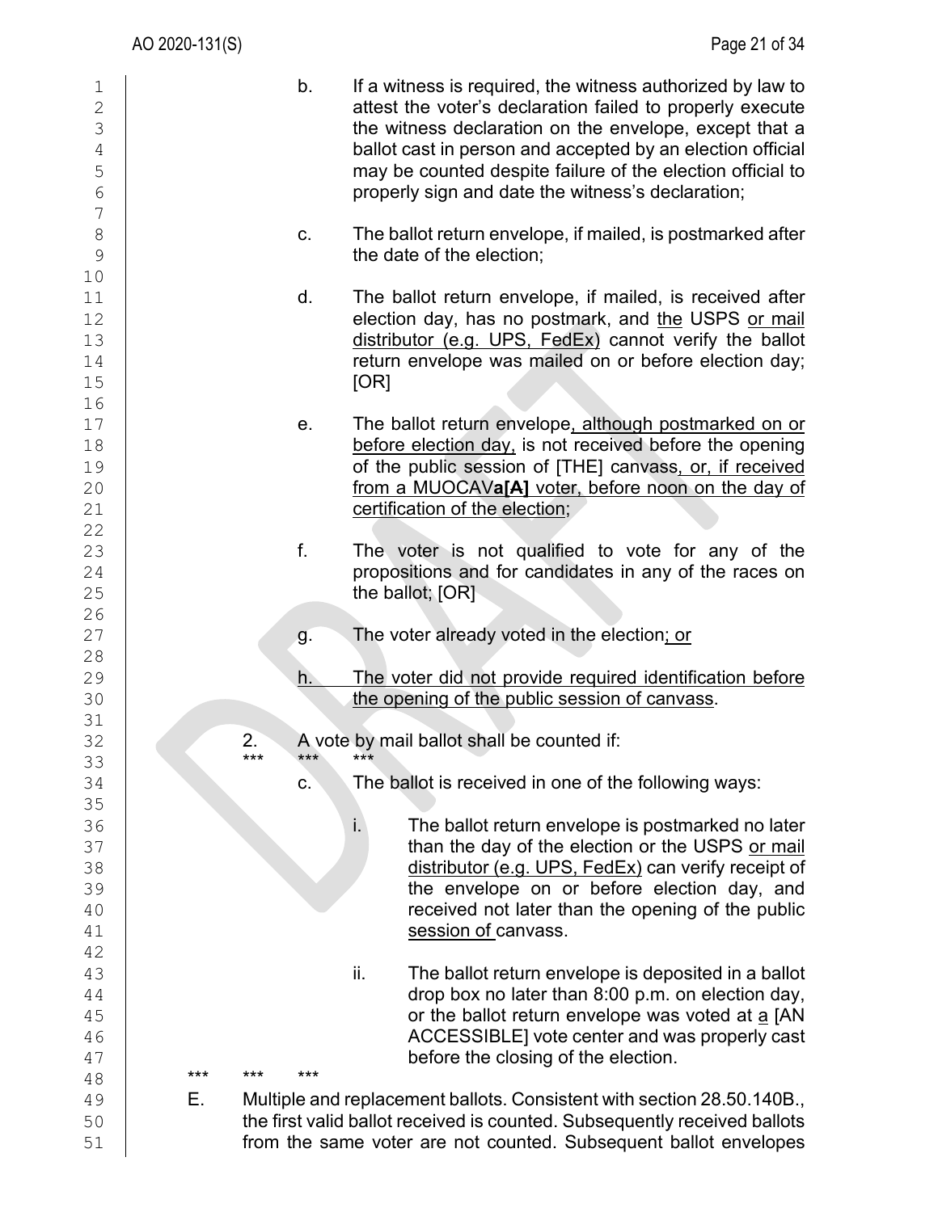b. If a witness is required, the witness authorized by law to attest the voter's declaration failed to properly execute the witness declaration on the envelope, except that a ballot cast in person and accepted by an election official may be counted despite failure of the election official to properly sign and date the witness's declaration;

c. The ballot return envelope, if mailed, is postmarked after the date of the election;

d. The ballot return envelope, if mailed, is received after election day, has no postmark, and <u>the</u> USPS <u>or mail distributor (e.g. UPS, FedEx)</u> cannot verify the ballot return envelope was mailed on or before election day; [OR]

e. The ballot return envelope<u>, although postmarked on or before election day,</u> is not received before the opening of the public session of [THE] canvass<u>, or, if received from a MUOCAV**a[A]** voter, before noon on the day of certification of the election</u>;

f. The voter is not qualified to vote for any of the propositions and for candidates in any of the races on the ballot; [OR]

g. The voter already voted in the election<u>; or</u>

<u>h. The voter did not provide required identification before the opening of the public session of canvass</u>.

2. A vote by mail ballot shall be counted if:

\*\*\* \*\*\* \*\*\*

c. The ballot is received in one of the following ways:

i. The ballot return envelope is postmarked no later than the day of the election or the USPS <u>or mail distributor (e.g. UPS, FedEx)</u> can verify receipt of the envelope on or before election day, and received not later than the opening of the public <u>session of</u> canvass.

ii. The ballot return envelope is deposited in a ballot drop box no later than 8:00 p.m. on election day, or the ballot return envelope was voted at <u>a</u> [AN ACCESSIBLE] vote center and was properly cast before the closing of the election.

\*\*\* \*\*\* \*\*\*

E. Multiple and replacement ballots. Consistent with section 28.50.140B., the first valid ballot received is counted. Subsequently received ballots from the same voter are not counted. Subsequent ballot envelopes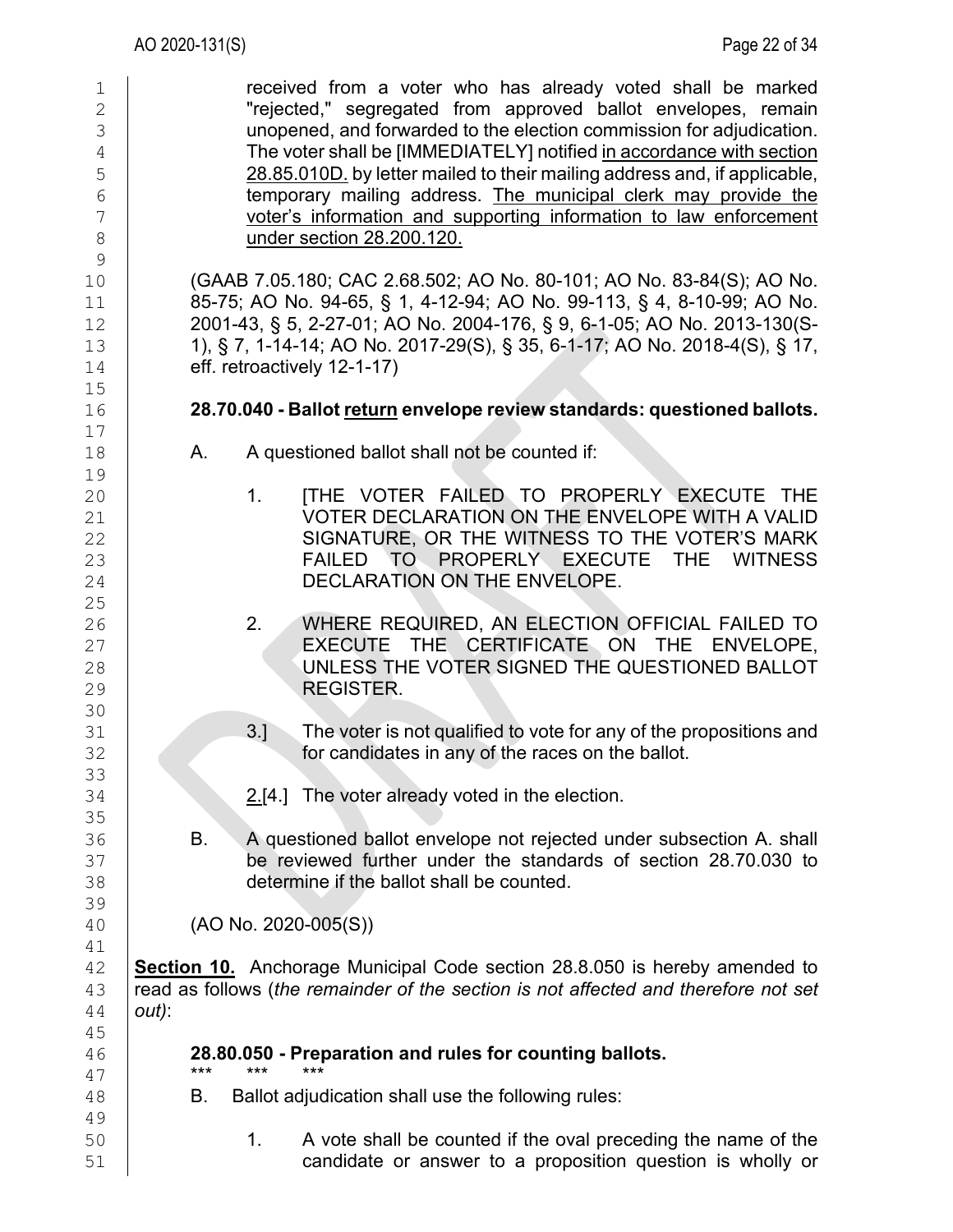received from a voter who has already voted shall be marked "rejected," segregated from approved ballot envelopes, remain unopened, and forwarded to the election commission for adjudication. The voter shall be [IMMEDIATELY] notified <u>in accordance with section 28.85.010D.</u> by letter mailed to their mailing address and, if applicable, temporary mailing address. <u>The municipal clerk may provide the voter's information and supporting information to law enforcement under section 28.200.120.</u>

(GAAB 7.05.180; CAC 2.68.502; AO No. 80-101; AO No. 83-84(S); AO No. 85-75; AO No. 94-65, § 1, 4-12-94; AO No. 99-113, § 4, 8-10-99; AO No. 2001-43, § 5, 2-27-01; AO No. 2004-176, § 9, 6-1-05; AO No. 2013-130(S-1), § 7, 1-14-14; AO No. 2017-29(S), § 35, 6-1-17; AO No. 2018-4(S), § 17, eff. retroactively 12-1-17)

**28.70.040 - Ballot <u>return</u> envelope review standards: questioned ballots.**

A. A questioned ballot shall not be counted if:

1. [THE VOTER FAILED TO PROPERLY EXECUTE THE VOTER DECLARATION ON THE ENVELOPE WITH A VALID SIGNATURE, OR THE WITNESS TO THE VOTER'S MARK FAILED TO PROPERLY EXECUTE THE WITNESS DECLARATION ON THE ENVELOPE.

2. WHERE REQUIRED, AN ELECTION OFFICIAL FAILED TO EXECUTE THE CERTIFICATE ON THE ENVELOPE, UNLESS THE VOTER SIGNED THE QUESTIONED BALLOT REGISTER.

3.] The voter is not qualified to vote for any of the propositions and for candidates in any of the races on the ballot.

<u>2.</u>[4.] The voter already voted in the election.

B. A questioned ballot envelope not rejected under subsection A. shall be reviewed further under the standards of section 28.70.030 to determine if the ballot shall be counted.

(AO No. 2020-005(S))

**<u>Section 10.</u>** Anchorage Municipal Code section 28.8.050 is hereby amended to read as follows (*the remainder of the section is not affected and therefore not set out)*:

**28.80.050 - Preparation and rules for counting ballots.**

*** *** ***

B. Ballot adjudication shall use the following rules:

1. A vote shall be counted if the oval preceding the name of the candidate or answer to a proposition question is wholly or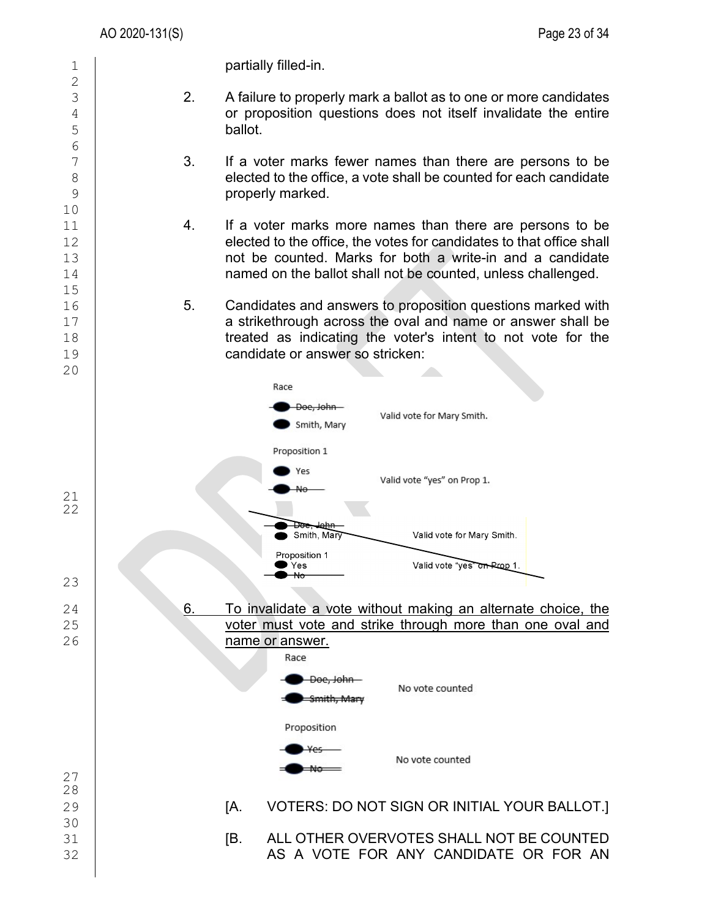partially filled-in.

2. A failure to properly mark a ballot as to one or more candidates or proposition questions does not itself invalidate the entire ballot.

3. If a voter marks fewer names than there are persons to be elected to the office, a vote shall be counted for each candidate properly marked.

4. If a voter marks more names than there are persons to be elected to the office, the votes for candidates to that office shall not be counted. Marks for both a write-in and a candidate named on the ballot shall not be counted, unless challenged.

5. Candidates and answers to proposition questions marked with a strikethrough across the oval and name or answer shall be treated as indicating the voter's intent to not vote for the candidate or answer so stricken:

Race

~~Doe, John~~ — Valid vote for Mary Smith.

Smith, Mary

Proposition 1

Yes — Valid vote "yes" on Prop 1.

~~No~~

~~Doe, John — Valid vote for Mary Smith.~~

~~Smith, Mary~~

~~Proposition 1~~

~~Yes — Valid vote "yes" on Prop 1.~~

~~No~~

<u>6. To invalidate a vote without making an alternate choice, the voter must vote and strike through more than one oval and name or answer.</u>

Race

~~Doe, John~~ — No vote counted

~~Smith, Mary~~

Proposition

~~Yes~~ — No vote counted

~~No~~

[A. VOTERS: DO NOT SIGN OR INITIAL YOUR BALLOT.]

[B. ALL OTHER OVERVOTES SHALL NOT BE COUNTED AS A VOTE FOR ANY CANDIDATE OR FOR AN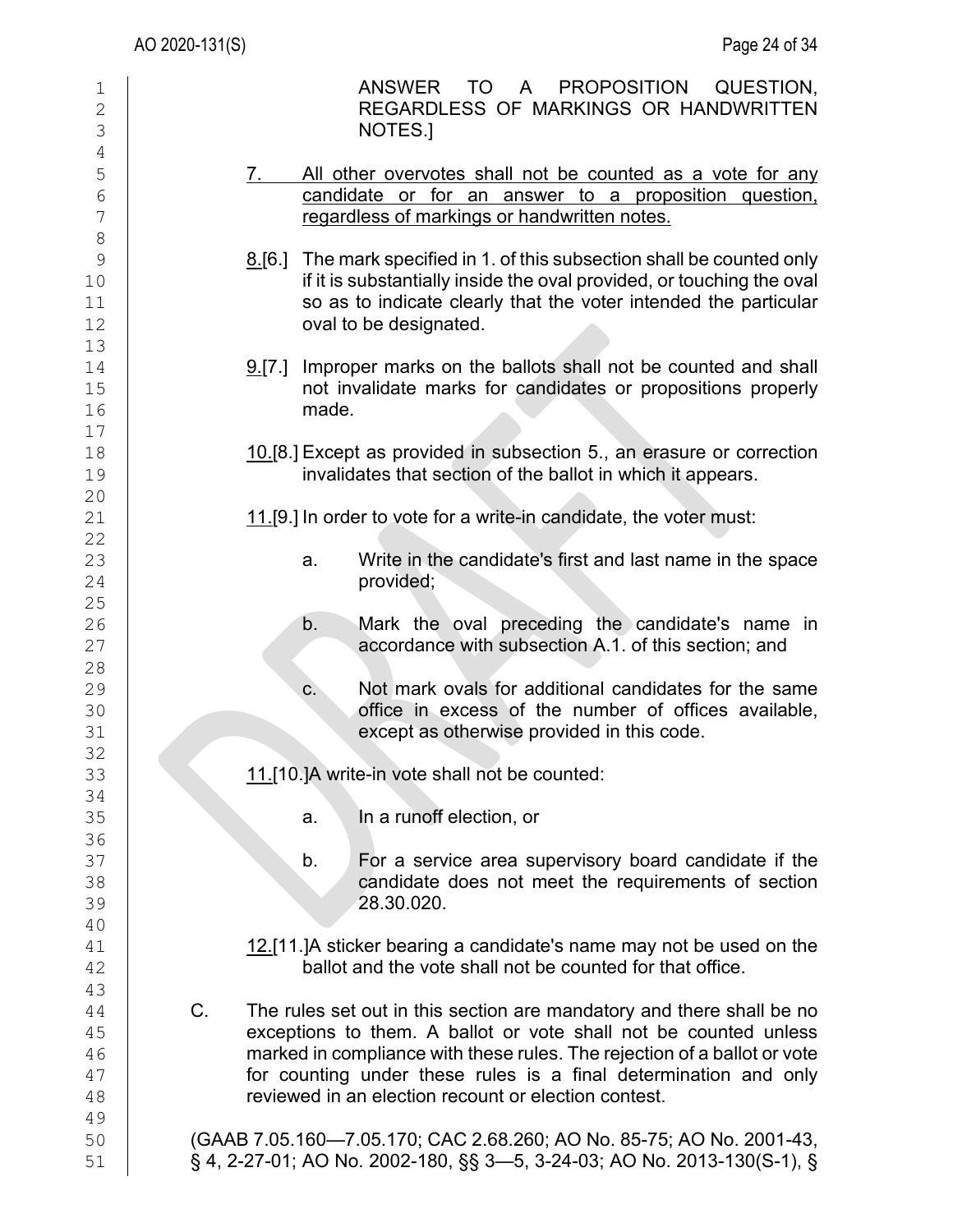ANSWER TO A PROPOSITION QUESTION, REGARDLESS OF MARKINGS OR HANDWRITTEN NOTES.]

7. All other overvotes shall not be counted as a vote for any candidate or for an answer to a proposition question, regardless of markings or handwritten notes.

8.[6.] The mark specified in 1. of this subsection shall be counted only if it is substantially inside the oval provided, or touching the oval so as to indicate clearly that the voter intended the particular oval to be designated.

9.[7.] Improper marks on the ballots shall not be counted and shall not invalidate marks for candidates or propositions properly made.

10.[8.] Except as provided in subsection 5., an erasure or correction invalidates that section of the ballot in which it appears.

11.[9.] In order to vote for a write-in candidate, the voter must:

a. Write in the candidate's first and last name in the space provided;

b. Mark the oval preceding the candidate's name in accordance with subsection A.1. of this section; and

c. Not mark ovals for additional candidates for the same office in excess of the number of offices available, except as otherwise provided in this code.

11.[10.]A write-in vote shall not be counted:

a. In a runoff election, or

b. For a service area supervisory board candidate if the candidate does not meet the requirements of section 28.30.020.

12.[11.]A sticker bearing a candidate's name may not be used on the ballot and the vote shall not be counted for that office.

C. The rules set out in this section are mandatory and there shall be no exceptions to them. A ballot or vote shall not be counted unless marked in compliance with these rules. The rejection of a ballot or vote for counting under these rules is a final determination and only reviewed in an election recount or election contest.

(GAAB 7.05.160—7.05.170; CAC 2.68.260; AO No. 85-75; AO No. 2001-43, § 4, 2-27-01; AO No. 2002-180, §§ 3—5, 3-24-03; AO No. 2013-130(S-1), §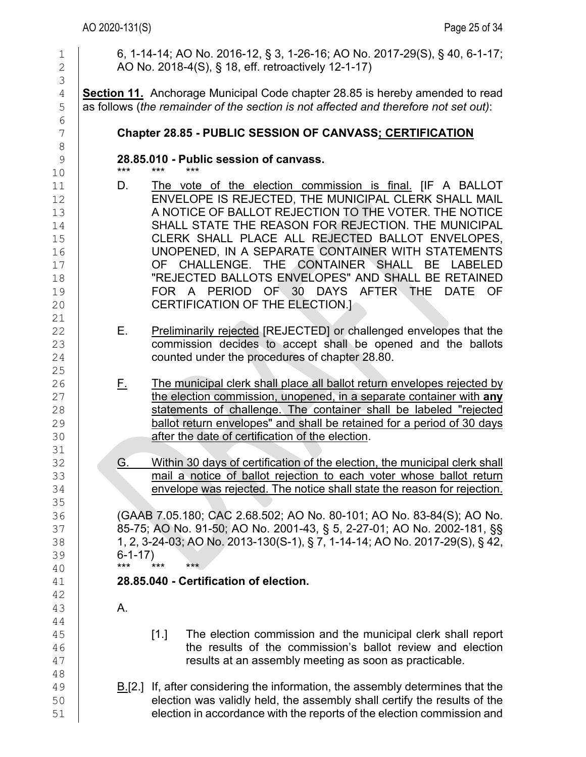6, 1-14-14; AO No. 2016-12, § 3, 1-26-16; AO No. 2017-29(S), § 40, 6-1-17; AO No. 2018-4(S), § 18, eff. retroactively 12-1-17)

**Section 11.** Anchorage Municipal Code chapter 28.85 is hereby amended to read as follows (*the remainder of the section is not affected and therefore not set out)*:

### Chapter 28.85 - PUBLIC SESSION OF CANVASS<u>; CERTIFICATION</u>

**28.85.010 - Public session of canvass.**

\*\*\* \*\*\* \*\*\*

D. <u>The vote of the election commission is final.</u> [IF A BALLOT ENVELOPE IS REJECTED, THE MUNICIPAL CLERK SHALL MAIL A NOTICE OF BALLOT REJECTION TO THE VOTER. THE NOTICE SHALL STATE THE REASON FOR REJECTION. THE MUNICIPAL CLERK SHALL PLACE ALL REJECTED BALLOT ENVELOPES, UNOPENED, IN A SEPARATE CONTAINER WITH STATEMENTS OF CHALLENGE. THE CONTAINER SHALL BE LABELED "REJECTED BALLOTS ENVELOPES" AND SHALL BE RETAINED FOR A PERIOD OF 30 DAYS AFTER THE DATE OF CERTIFICATION OF THE ELECTION.]

E. <u>Preliminarily rejected</u> [REJECTED] or challenged envelopes that the commission decides to accept shall be opened and the ballots counted under the procedures of chapter 28.80.

<u>F.</u> <u>The municipal clerk shall place all ballot return envelopes rejected by the election commission, unopened, in a separate container with **any** statements of challenge. The container shall be labeled "rejected ballot return envelopes" and shall be retained for a period of 30 days after the date of certification of the election</u>.

<u>G.</u> <u>Within 30 days of certification of the election, the municipal clerk shall mail a notice of ballot rejection to each voter whose ballot return envelope was rejected. The notice shall state the reason for rejection.</u>

(GAAB 7.05.180; CAC 2.68.502; AO No. 80-101; AO No. 83-84(S); AO No. 85-75; AO No. 91-50; AO No. 2001-43, § 5, 2-27-01; AO No. 2002-181, §§ 1, 2, 3-24-03; AO No. 2013-130(S-1), § 7, 1-14-14; AO No. 2017-29(S), § 42, 6-1-17)

\*\*\* \*\*\* \*\*\*

**28.85.040 - Certification of election.**

A.

[1.] The election commission and the municipal clerk shall report the results of the commission's ballot review and election results at an assembly meeting as soon as practicable.

<u>B.</u>[2.] If, after considering the information, the assembly determines that the election was validly held, the assembly shall certify the results of the election in accordance with the reports of the election commission and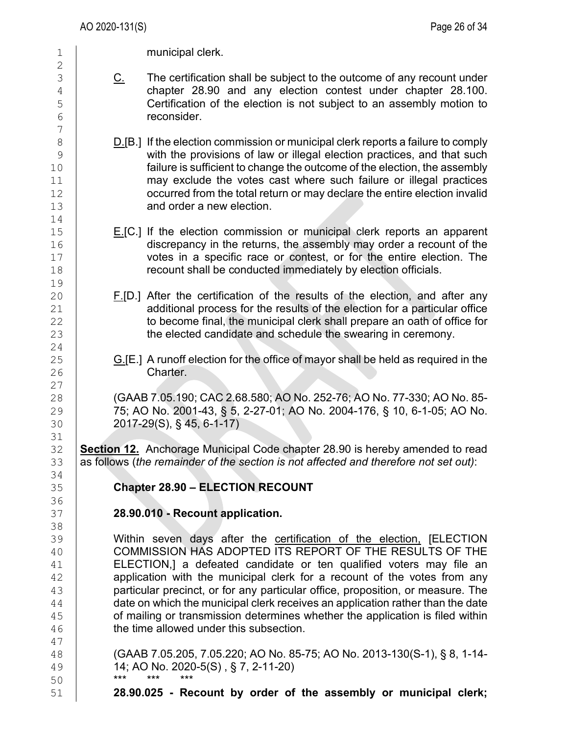municipal clerk.

<u>C.</u> The certification shall be subject to the outcome of any recount under chapter 28.90 and any election contest under chapter 28.100. Certification of the election is not subject to an assembly motion to reconsider.

<u>D.</u>[B.] If the election commission or municipal clerk reports a failure to comply with the provisions of law or illegal election practices, and that such failure is sufficient to change the outcome of the election, the assembly may exclude the votes cast where such failure or illegal practices occurred from the total return or may declare the entire election invalid and order a new election.

<u>E.</u>[C.] If the election commission or municipal clerk reports an apparent discrepancy in the returns, the assembly may order a recount of the votes in a specific race or contest, or for the entire election. The recount shall be conducted immediately by election officials.

<u>F.</u>[D.] After the certification of the results of the election, and after any additional process for the results of the election for a particular office to become final, the municipal clerk shall prepare an oath of office for the elected candidate and schedule the swearing in ceremony.

<u>G.</u>[E.] A runoff election for the office of mayor shall be held as required in the Charter.

(GAAB 7.05.190; CAC 2.68.580; AO No. 252-76; AO No. 77-330; AO No. 85-75; AO No. 2001-43, § 5, 2-27-01; AO No. 2004-176, § 10, 6-1-05; AO No. 2017-29(S), § 45, 6-1-17)

**Section 12.** Anchorage Municipal Code chapter 28.90 is hereby amended to read as follows (*the remainder of the section is not affected and therefore not set out)*:

**Chapter 28.90 – ELECTION RECOUNT**

**28.90.010 - Recount application.**

Within seven days after the <u>certification of the election,</u> [ELECTION COMMISSION HAS ADOPTED ITS REPORT OF THE RESULTS OF THE ELECTION,] a defeated candidate or ten qualified voters may file an application with the municipal clerk for a recount of the votes from any particular precinct, or for any particular office, proposition, or measure. The date on which the municipal clerk receives an application rather than the date of mailing or transmission determines whether the application is filed within the time allowed under this subsection.

(GAAB 7.05.205, 7.05.220; AO No. 85-75; AO No. 2013-130(S-1), § 8, 1-14-14; AO No. 2020-5(S) , § 7, 2-11-20)

\*\*\* \*\*\* \*\*\*

**28.90.025 - Recount by order of the assembly or municipal clerk;**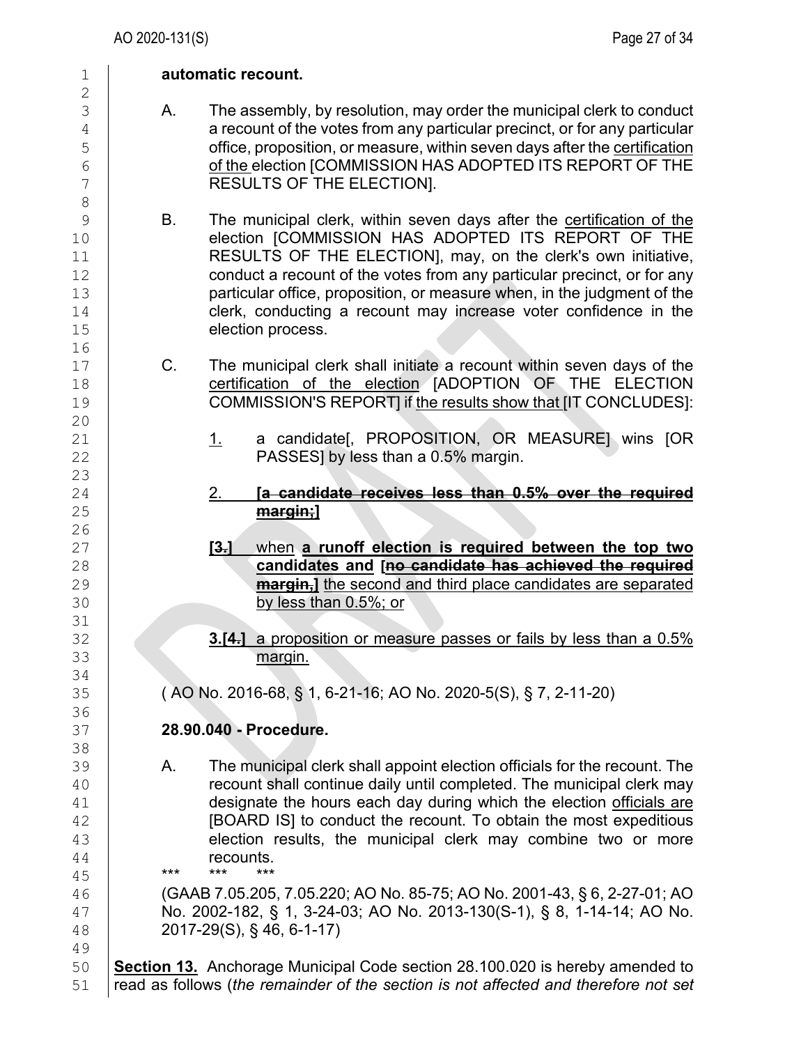**automatic recount.**

A. The assembly, by resolution, may order the municipal clerk to conduct a recount of the votes from any particular precinct, or for any particular office, proposition, or measure, within seven days after the certification of the election [COMMISSION HAS ADOPTED ITS REPORT OF THE RESULTS OF THE ELECTION].

B. The municipal clerk, within seven days after the certification of the election [COMMISSION HAS ADOPTED ITS REPORT OF THE RESULTS OF THE ELECTION], may, on the clerk's own initiative, conduct a recount of the votes from any particular precinct, or for any particular office, proposition, or measure when, in the judgment of the clerk, conducting a recount may increase voter confidence in the election process.

C. The municipal clerk shall initiate a recount within seven days of the certification of the election [ADOPTION OF THE ELECTION COMMISSION'S REPORT] if the results show that [IT CONCLUDES]:

1. a candidate[, PROPOSITION, OR MEASURE] wins [OR PASSES] by less than a 0.5% margin.

2. **[~~a candidate receives less than 0.5% over the required margin;~~]**

**[~~3.~~]** when **a runoff election is required between the top two candidates and [~~no candidate has achieved the required margin,~~]** the second and third place candidates are separated by less than 0.5%; or

**3.[~~4.~~]** a proposition or measure passes or fails by less than a 0.5% margin.

( AO No. 2016-68, § 1, 6-21-16; AO No. 2020-5(S), § 7, 2-11-20)

**28.90.040 - Procedure.**

A. The municipal clerk shall appoint election officials for the recount. The recount shall continue daily until completed. The municipal clerk may designate the hours each day during which the election officials are [BOARD IS] to conduct the recount. To obtain the most expeditious election results, the municipal clerk may combine two or more recounts.

\*\*\* \*\*\* \*\*\*

(GAAB 7.05.205, 7.05.220; AO No. 85-75; AO No. 2001-43, § 6, 2-27-01; AO No. 2002-182, § 1, 3-24-03; AO No. 2013-130(S-1), § 8, 1-14-14; AO No. 2017-29(S), § 46, 6-1-17)

**Section 13.** Anchorage Municipal Code section 28.100.020 is hereby amended to read as follows (*the remainder of the section is not affected and therefore not set*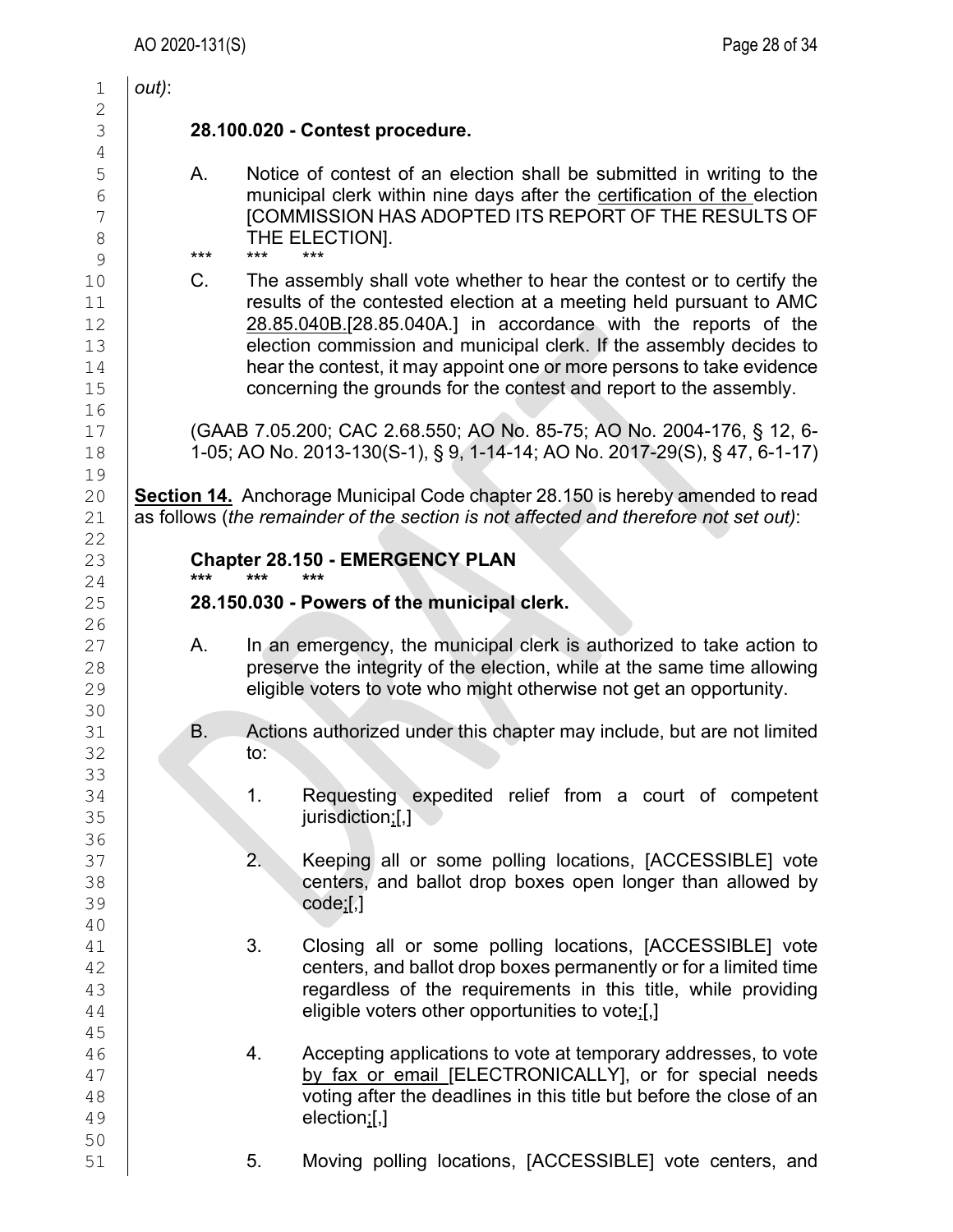*out)*:

**28.100.020 - Contest procedure.**

A. Notice of contest of an election shall be submitted in writing to the municipal clerk within nine days after the certification of the election [COMMISSION HAS ADOPTED ITS REPORT OF THE RESULTS OF THE ELECTION].

\*\*\* \*\*\* \*\*\*

C. The assembly shall vote whether to hear the contest or to certify the results of the contested election at a meeting held pursuant to AMC 28.85.040B.[28.85.040A.] in accordance with the reports of the election commission and municipal clerk. If the assembly decides to hear the contest, it may appoint one or more persons to take evidence concerning the grounds for the contest and report to the assembly.

(GAAB 7.05.200; CAC 2.68.550; AO No. 85-75; AO No. 2004-176, § 12, 6-1-05; AO No. 2013-130(S-1), § 9, 1-14-14; AO No. 2017-29(S), § 47, 6-1-17)

**Section 14.** Anchorage Municipal Code chapter 28.150 is hereby amended to read as follows (*the remainder of the section is not affected and therefore not set out)*:

**Chapter 28.150 - EMERGENCY PLAN**

\*\*\* \*\*\* \*\*\*

**28.150.030 - Powers of the municipal clerk.**

A. In an emergency, the municipal clerk is authorized to take action to preserve the integrity of the election, while at the same time allowing eligible voters to vote who might otherwise not get an opportunity.

B. Actions authorized under this chapter may include, but are not limited to:

1. Requesting expedited relief from a court of competent jurisdiction;[,]

2. Keeping all or some polling locations, [ACCESSIBLE] vote centers, and ballot drop boxes open longer than allowed by code;[,]

3. Closing all or some polling locations, [ACCESSIBLE] vote centers, and ballot drop boxes permanently or for a limited time regardless of the requirements in this title, while providing eligible voters other opportunities to vote;[,]

4. Accepting applications to vote at temporary addresses, to vote by fax or email [ELECTRONICALLY], or for special needs voting after the deadlines in this title but before the close of an election;[,]

5. Moving polling locations, [ACCESSIBLE] vote centers, and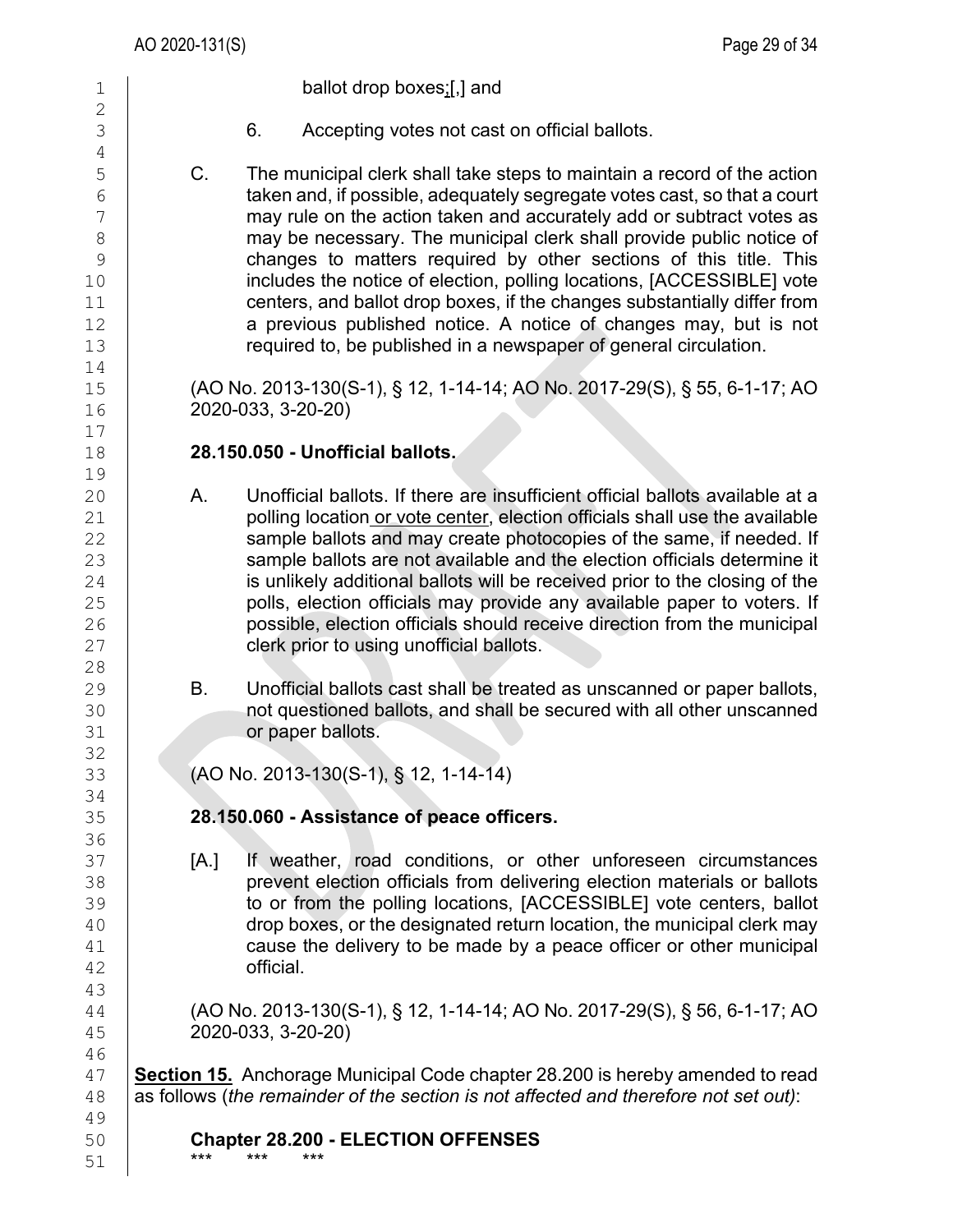ballot drop boxes;[,] and

6. Accepting votes not cast on official ballots.

C. The municipal clerk shall take steps to maintain a record of the action taken and, if possible, adequately segregate votes cast, so that a court may rule on the action taken and accurately add or subtract votes as may be necessary. The municipal clerk shall provide public notice of changes to matters required by other sections of this title. This includes the notice of election, polling locations, [ACCESSIBLE] vote centers, and ballot drop boxes, if the changes substantially differ from a previous published notice. A notice of changes may, but is not required to, be published in a newspaper of general circulation.

(AO No. 2013-130(S-1), § 12, 1-14-14; AO No. 2017-29(S), § 55, 6-1-17; AO 2020-033, 3-20-20)

**28.150.050 - Unofficial ballots.**

A. Unofficial ballots. If there are insufficient official ballots available at a polling location <u>or vote center</u>, election officials shall use the available sample ballots and may create photocopies of the same, if needed. If sample ballots are not available and the election officials determine it is unlikely additional ballots will be received prior to the closing of the polls, election officials may provide any available paper to voters. If possible, election officials should receive direction from the municipal clerk prior to using unofficial ballots.

B. Unofficial ballots cast shall be treated as unscanned or paper ballots, not questioned ballots, and shall be secured with all other unscanned or paper ballots.

(AO No. 2013-130(S-1), § 12, 1-14-14)

**28.150.060 - Assistance of peace officers.**

[A.] If weather, road conditions, or other unforeseen circumstances prevent election officials from delivering election materials or ballots to or from the polling locations, [ACCESSIBLE] vote centers, ballot drop boxes, or the designated return location, the municipal clerk may cause the delivery to be made by a peace officer or other municipal official.

(AO No. 2013-130(S-1), § 12, 1-14-14; AO No. 2017-29(S), § 56, 6-1-17; AO 2020-033, 3-20-20)

**<u>Section 15.</u>** Anchorage Municipal Code chapter 28.200 is hereby amended to read as follows (*the remainder of the section is not affected and therefore not set out)*:

**Chapter 28.200 - ELECTION OFFENSES**

\*\*\* \*\*\* \*\*\*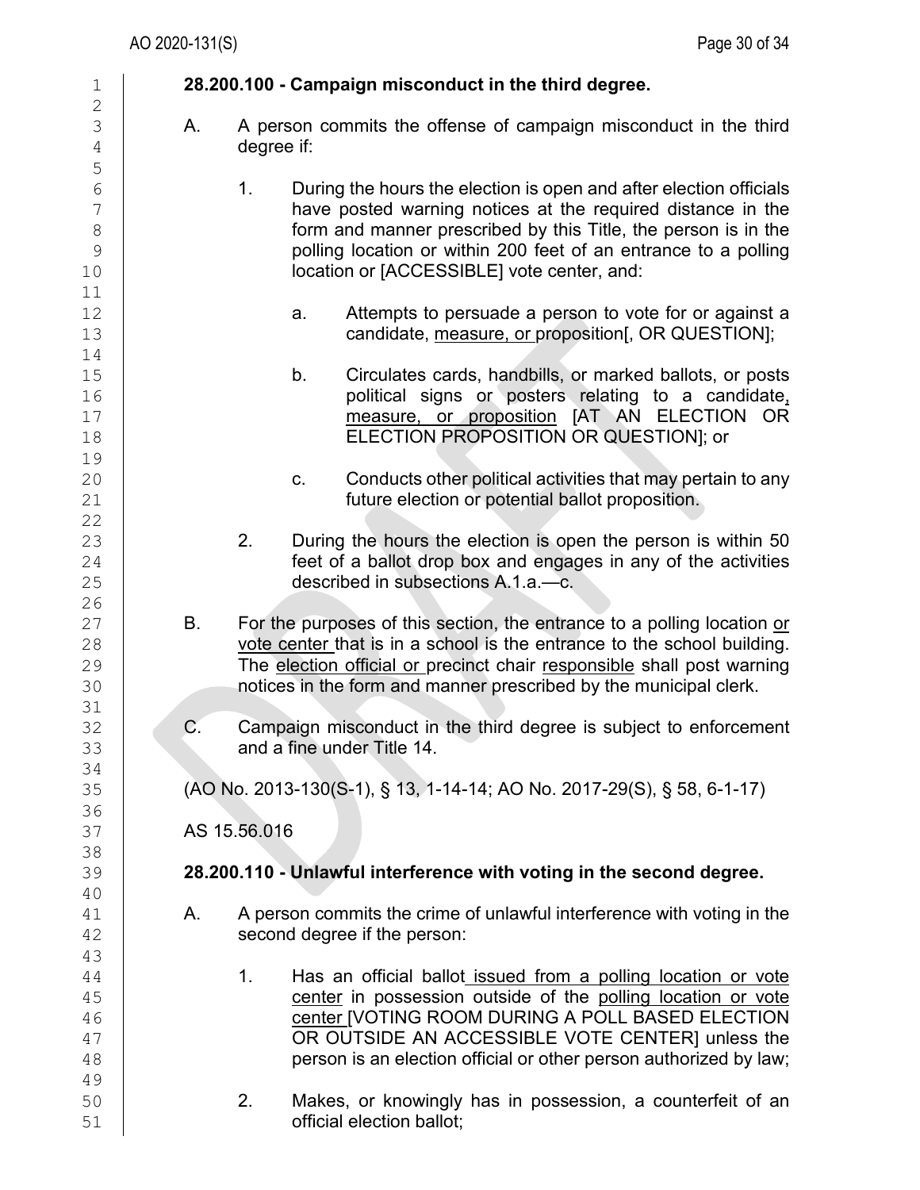**28.200.100 - Campaign misconduct in the third degree.**

A. A person commits the offense of campaign misconduct in the third degree if:

1. During the hours the election is open and after election officials have posted warning notices at the required distance in the form and manner prescribed by this Title, the person is in the polling location or within 200 feet of an entrance to a polling location or [ACCESSIBLE] vote center, and:

   a. Attempts to persuade a person to vote for or against a candidate, <u>measure, or</u> proposition[, OR QUESTION];

   b. Circulates cards, handbills, or marked ballots, or posts political signs or posters relating to a candidate<u>,</u> <u>measure, or proposition</u> [AT AN ELECTION OR ELECTION PROPOSITION OR QUESTION]; or

   c. Conducts other political activities that may pertain to any future election or potential ballot proposition.

2. During the hours the election is open the person is within 50 feet of a ballot drop box and engages in any of the activities described in subsections A.1.a.—c.

B. For the purposes of this section, the entrance to a polling location <u>or vote center</u> that is in a school is the entrance to the school building. The <u>election official or</u> precinct chair <u>responsible</u> shall post warning notices in the form and manner prescribed by the municipal clerk.

C. Campaign misconduct in the third degree is subject to enforcement and a fine under Title 14.

(AO No. 2013-130(S-1), § 13, 1-14-14; AO No. 2017-29(S), § 58, 6-1-17)

AS 15.56.016

**28.200.110 - Unlawful interference with voting in the second degree.**

A. A person commits the crime of unlawful interference with voting in the second degree if the person:

1. Has an official ballot<u> issued from a polling location or vote center</u> in possession outside of the <u>polling location or vote center </u>[VOTING ROOM DURING A POLL BASED ELECTION OR OUTSIDE AN ACCESSIBLE VOTE CENTER] unless the person is an election official or other person authorized by law;

2. Makes, or knowingly has in possession, a counterfeit of an official election ballot;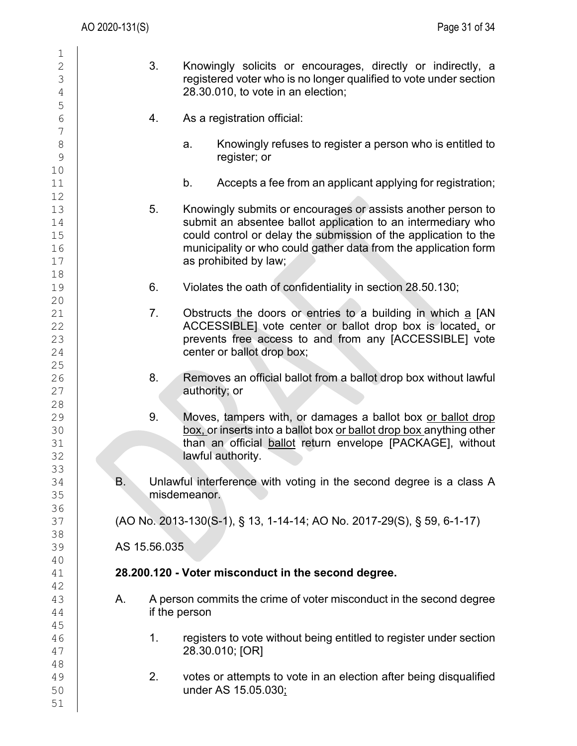3. Knowingly solicits or encourages, directly or indirectly, a registered voter who is no longer qualified to vote under section 28.30.010, to vote in an election;

4. As a registration official:

   a. Knowingly refuses to register a person who is entitled to register; or

   b. Accepts a fee from an applicant applying for registration;

5. Knowingly submits or encourages or assists another person to submit an absentee ballot application to an intermediary who could control or delay the submission of the application to the municipality or who could gather data from the application form as prohibited by law;

6. Violates the oath of confidentiality in section 28.50.130;

7. Obstructs the doors or entries to a building in which <u>a</u> [AN ACCESSIBLE] vote center or ballot drop box is located<u>,</u> or prevents free access to and from any [ACCESSIBLE] vote center or ballot drop box;

8. Removes an official ballot from a ballot drop box without lawful authority; or

9. Moves, tampers with, or damages a ballot box <u>or ballot drop box,</u> or inserts into a ballot box <u>or ballot drop box</u> anything other than an official <u>ballot</u> return envelope [PACKAGE], without lawful authority.

B. Unlawful interference with voting in the second degree is a class A misdemeanor.

(AO No. 2013-130(S-1), § 13, 1-14-14; AO No. 2017-29(S), § 59, 6-1-17)

AS 15.56.035

**28.200.120 - Voter misconduct in the second degree.**

A. A person commits the crime of voter misconduct in the second degree if the person

1. registers to vote without being entitled to register under section 28.30.010; [OR]

2. votes or attempts to vote in an election after being disqualified under AS 15.05.030<u>;</u>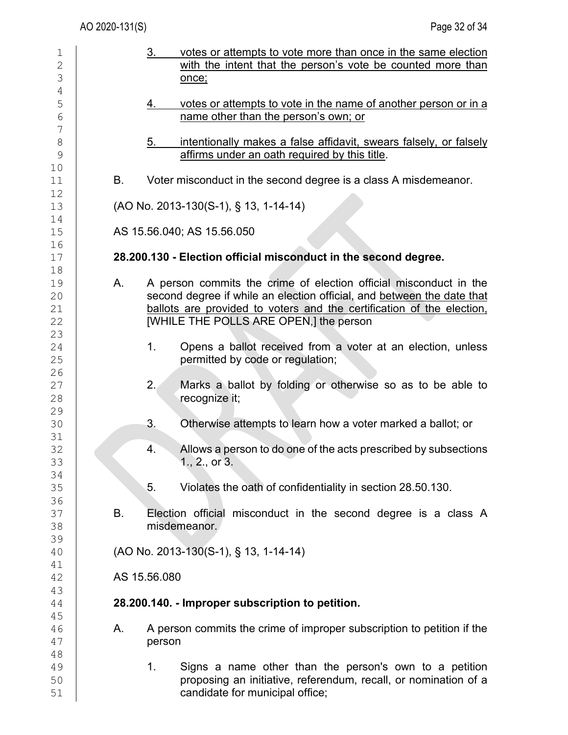3. votes or attempts to vote more than once in the same election with the intent that the person's vote be counted more than once;

4. votes or attempts to vote in the name of another person or in a name other than the person's own; or

5. intentionally makes a false affidavit, swears falsely, or falsely affirms under an oath required by this title.

B. Voter misconduct in the second degree is a class A misdemeanor.

(AO No. 2013-130(S-1), § 13, 1-14-14)

AS 15.56.040; AS 15.56.050

**28.200.130 - Election official misconduct in the second degree.**

A. A person commits the crime of election official misconduct in the second degree if while an election official, and between the date that ballots are provided to voters and the certification of the election, [WHILE THE POLLS ARE OPEN,] the person

1. Opens a ballot received from a voter at an election, unless permitted by code or regulation;

2. Marks a ballot by folding or otherwise so as to be able to recognize it;

3. Otherwise attempts to learn how a voter marked a ballot; or

4. Allows a person to do one of the acts prescribed by subsections 1., 2., or 3.

5. Violates the oath of confidentiality in section 28.50.130.

B. Election official misconduct in the second degree is a class A misdemeanor.

(AO No. 2013-130(S-1), § 13, 1-14-14)

AS 15.56.080

**28.200.140. - Improper subscription to petition.**

A. A person commits the crime of improper subscription to petition if the person

1. Signs a name other than the person's own to a petition proposing an initiative, referendum, recall, or nomination of a candidate for municipal office;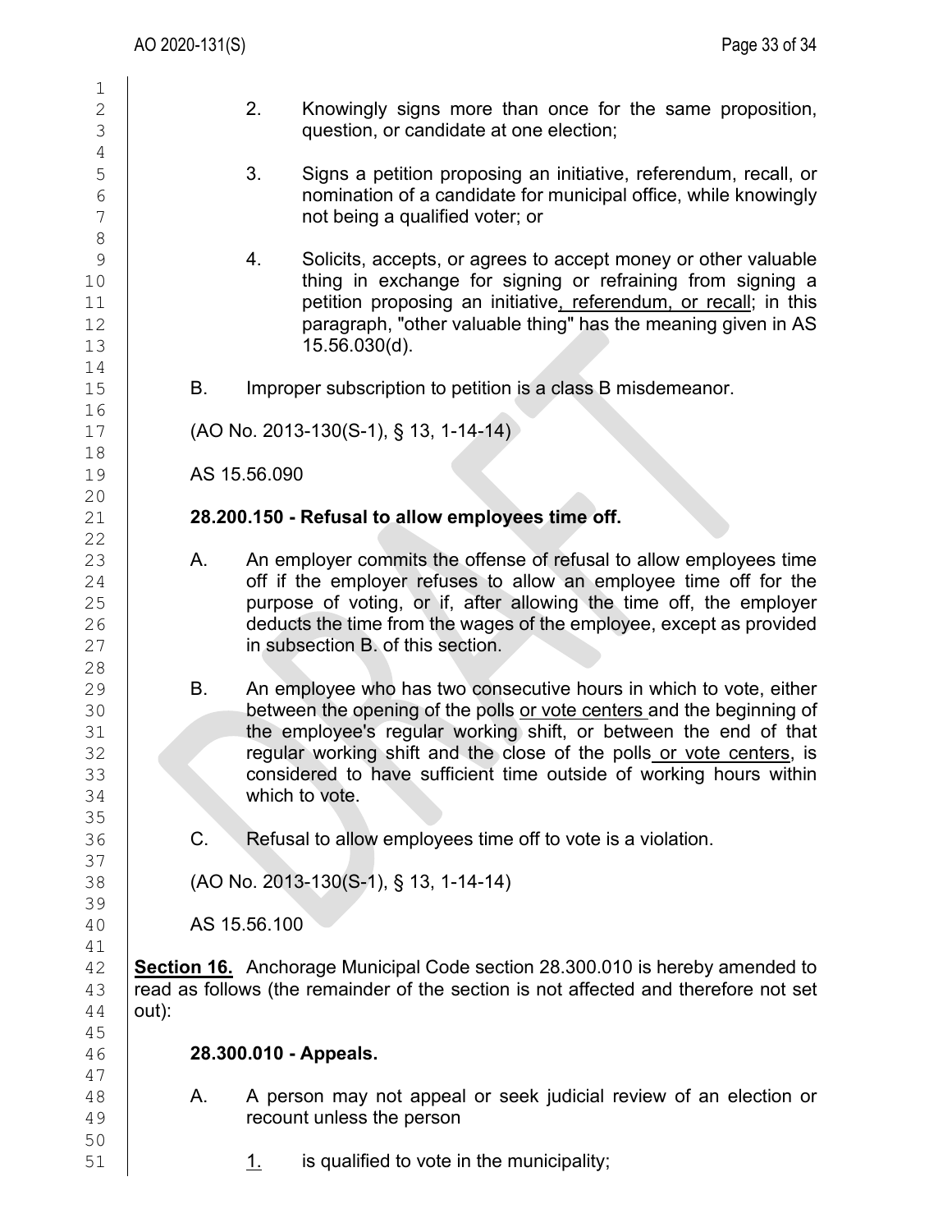2. Knowingly signs more than once for the same proposition, question, or candidate at one election;

3. Signs a petition proposing an initiative, referendum, recall, or nomination of a candidate for municipal office, while knowingly not being a qualified voter; or

4. Solicits, accepts, or agrees to accept money or other valuable thing in exchange for signing or refraining from signing a petition proposing an initiative<u>, referendum, or recall</u>; in this paragraph, "other valuable thing" has the meaning given in AS 15.56.030(d).

B. Improper subscription to petition is a class B misdemeanor.

(AO No. 2013-130(S-1), § 13, 1-14-14)

AS 15.56.090

**28.200.150 - Refusal to allow employees time off.**

A. An employer commits the offense of refusal to allow employees time off if the employer refuses to allow an employee time off for the purpose of voting, or if, after allowing the time off, the employer deducts the time from the wages of the employee, except as provided in subsection B. of this section.

B. An employee who has two consecutive hours in which to vote, either between the opening of the polls <u>or vote centers</u> and the beginning of the employee's regular working shift, or between the end of that regular working shift and the close of the polls<u> or vote centers</u>, is considered to have sufficient time outside of working hours within which to vote.

C. Refusal to allow employees time off to vote is a violation.

(AO No. 2013-130(S-1), § 13, 1-14-14)

AS 15.56.100

**Section 16.** Anchorage Municipal Code section 28.300.010 is hereby amended to read as follows (the remainder of the section is not affected and therefore not set out):

**28.300.010 - Appeals.**

A. A person may not appeal or seek judicial review of an election or recount unless the person

<u>1.</u> is qualified to vote in the municipality;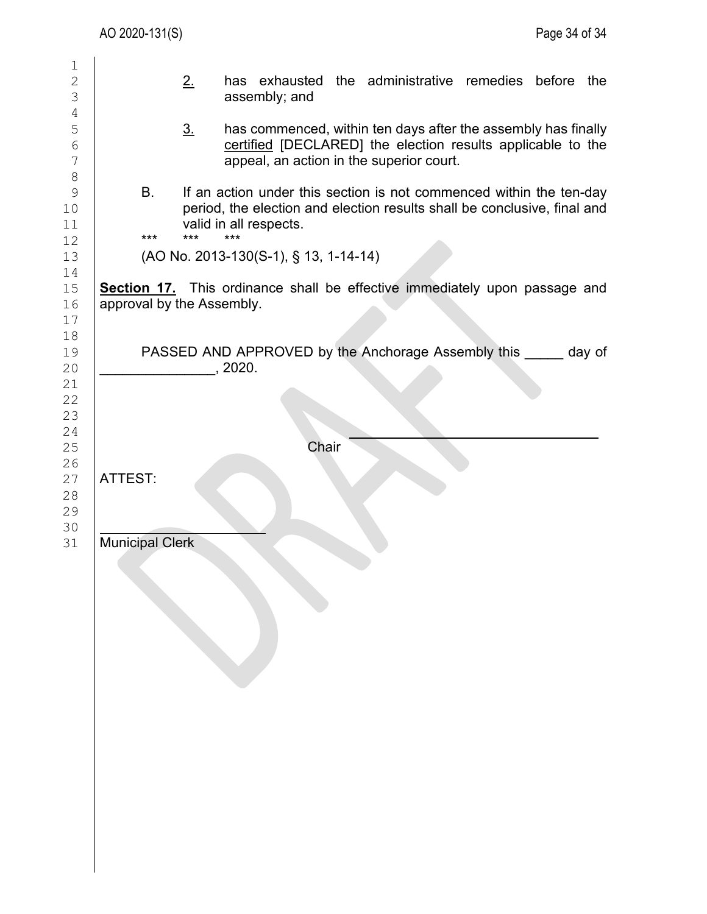2. has exhausted the administrative remedies before the assembly; and

3. has commenced, within ten days after the assembly has finally certified [DECLARED] the election results applicable to the appeal, an action in the superior court.

B. If an action under this section is not commenced within the ten-day period, the election and election results shall be conclusive, final and valid in all respects.

*** *** ***

(AO No. 2013-130(S-1), § 13, 1-14-14)

**Section 17.** This ordinance shall be effective immediately upon passage and approval by the Assembly.

PASSED AND APPROVED by the Anchorage Assembly this _____ day of _______________, 2020.

_________________________________
Chair

ATTEST:

_________________________
Municipal Clerk